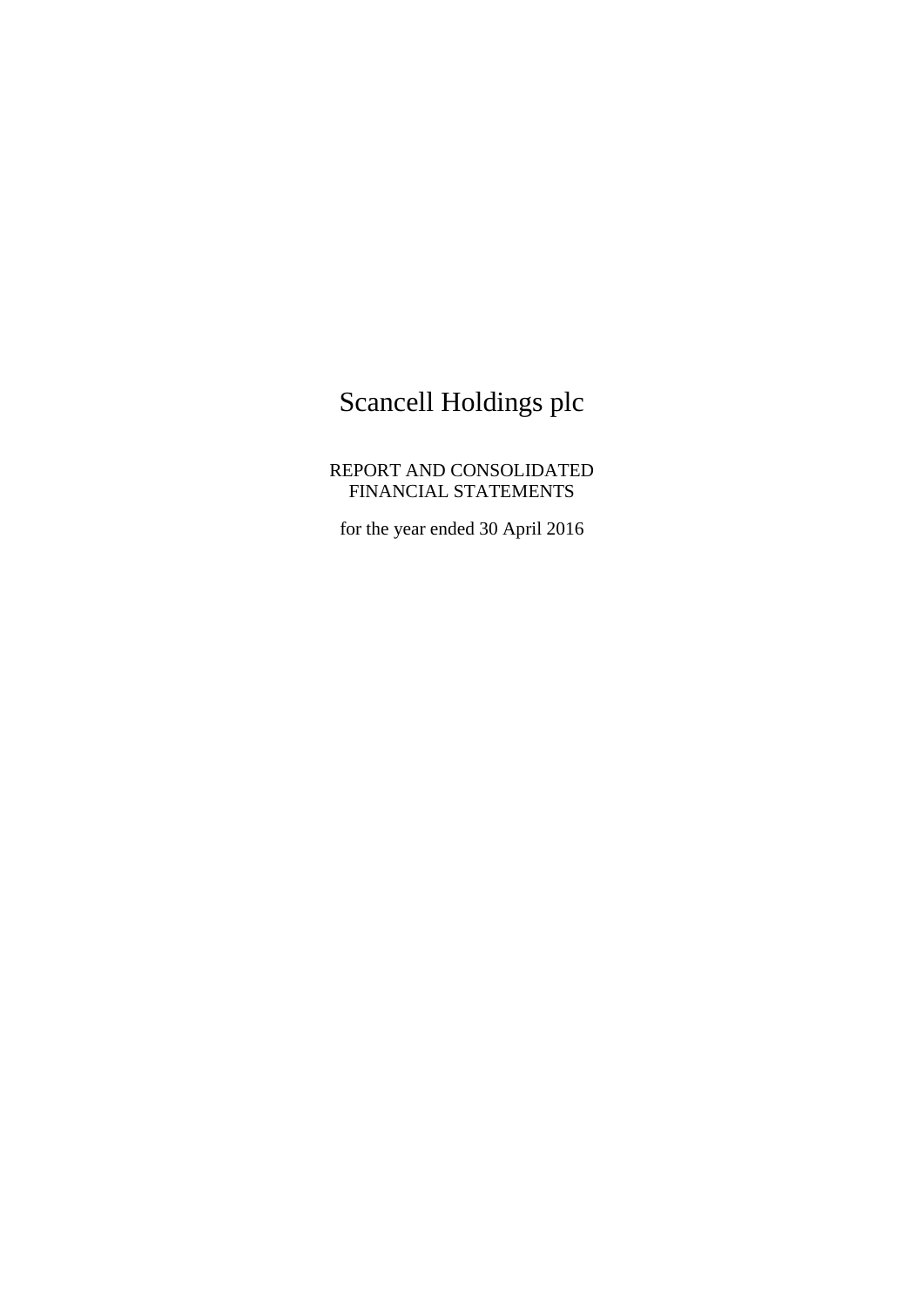# Scancell Holdings plc

REPORT AND CONSOLIDATED
FINANCIAL STATEMENTS

for the year ended 30 April 2016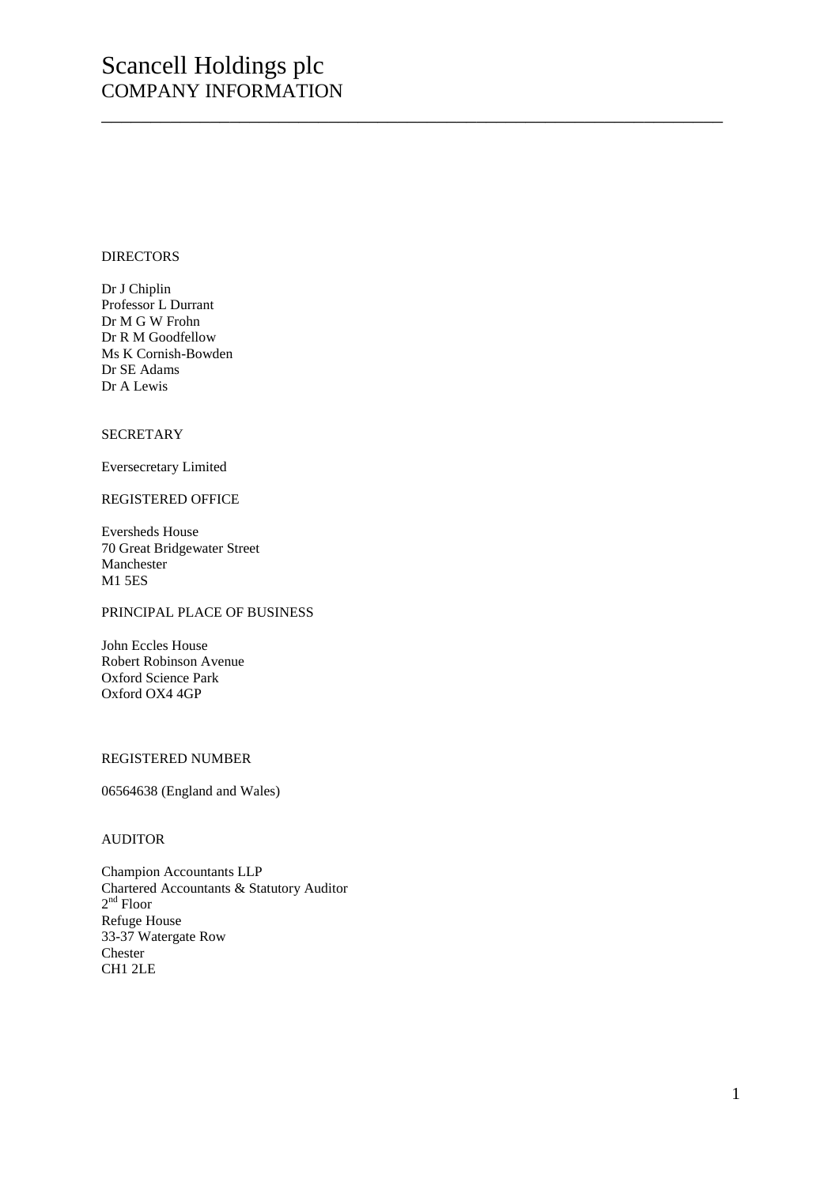# Scancell Holdings plc
## COMPANY INFORMATION

---

DIRECTORS

Dr J Chiplin
Professor L Durrant
Dr M G W Frohn
Dr R M Goodfellow
Ms K Cornish-Bowden
Dr SE Adams
Dr A Lewis

SECRETARY

Eversecretary Limited

REGISTERED OFFICE

Eversheds House
70 Great Bridgewater Street
Manchester
M1 5ES

PRINCIPAL PLACE OF BUSINESS

John Eccles House
Robert Robinson Avenue
Oxford Science Park
Oxford OX4 4GP

REGISTERED NUMBER

06564638 (England and Wales)

AUDITOR

Champion Accountants LLP
Chartered Accountants & Statutory Auditor
2nd Floor
Refuge House
33-37 Watergate Row
Chester
CH1 2LE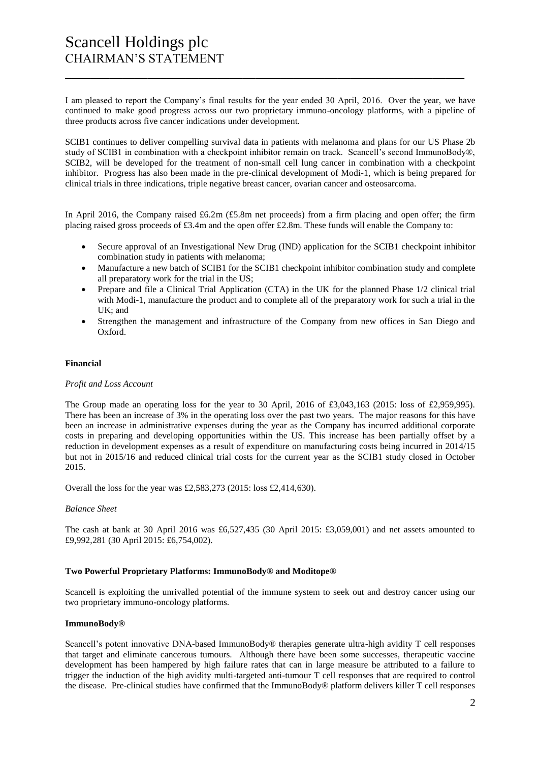# Scancell Holdings plc
## CHAIRMAN'S STATEMENT

I am pleased to report the Company's final results for the year ended 30 April, 2016. Over the year, we have continued to make good progress across our two proprietary immuno-oncology platforms, with a pipeline of three products across five cancer indications under development.

SCIB1 continues to deliver compelling survival data in patients with melanoma and plans for our US Phase 2b study of SCIB1 in combination with a checkpoint inhibitor remain on track. Scancell's second ImmunoBody®, SCIB2, will be developed for the treatment of non-small cell lung cancer in combination with a checkpoint inhibitor. Progress has also been made in the pre-clinical development of Modi-1, which is being prepared for clinical trials in three indications, triple negative breast cancer, ovarian cancer and osteosarcoma.

In April 2016, the Company raised £6.2m (£5.8m net proceeds) from a firm placing and open offer; the firm placing raised gross proceeds of £3.4m and the open offer £2.8m. These funds will enable the Company to:

- Secure approval of an Investigational New Drug (IND) application for the SCIB1 checkpoint inhibitor combination study in patients with melanoma;
- Manufacture a new batch of SCIB1 for the SCIB1 checkpoint inhibitor combination study and complete all preparatory work for the trial in the US;
- Prepare and file a Clinical Trial Application (CTA) in the UK for the planned Phase 1/2 clinical trial with Modi-1, manufacture the product and to complete all of the preparatory work for such a trial in the UK; and
- Strengthen the management and infrastructure of the Company from new offices in San Diego and Oxford.

### Financial

*Profit and Loss Account*

The Group made an operating loss for the year to 30 April, 2016 of £3,043,163 (2015: loss of £2,959,995). There has been an increase of 3% in the operating loss over the past two years. The major reasons for this have been an increase in administrative expenses during the year as the Company has incurred additional corporate costs in preparing and developing opportunities within the US. This increase has been partially offset by a reduction in development expenses as a result of expenditure on manufacturing costs being incurred in 2014/15 but not in 2015/16 and reduced clinical trial costs for the current year as the SCIB1 study closed in October 2015.

Overall the loss for the year was £2,583,273 (2015: loss £2,414,630).

*Balance Sheet*

The cash at bank at 30 April 2016 was £6,527,435 (30 April 2015: £3,059,001) and net assets amounted to £9,992,281 (30 April 2015: £6,754,002).

### Two Powerful Proprietary Platforms: ImmunoBody® and Moditope®

Scancell is exploiting the unrivalled potential of the immune system to seek out and destroy cancer using our two proprietary immuno-oncology platforms.

### ImmunoBody®

Scancell's potent innovative DNA-based ImmunoBody® therapies generate ultra-high avidity T cell responses that target and eliminate cancerous tumours. Although there have been some successes, therapeutic vaccine development has been hampered by high failure rates that can in large measure be attributed to a failure to trigger the induction of the high avidity multi-targeted anti-tumour T cell responses that are required to control the disease. Pre-clinical studies have confirmed that the ImmunoBody® platform delivers killer T cell responses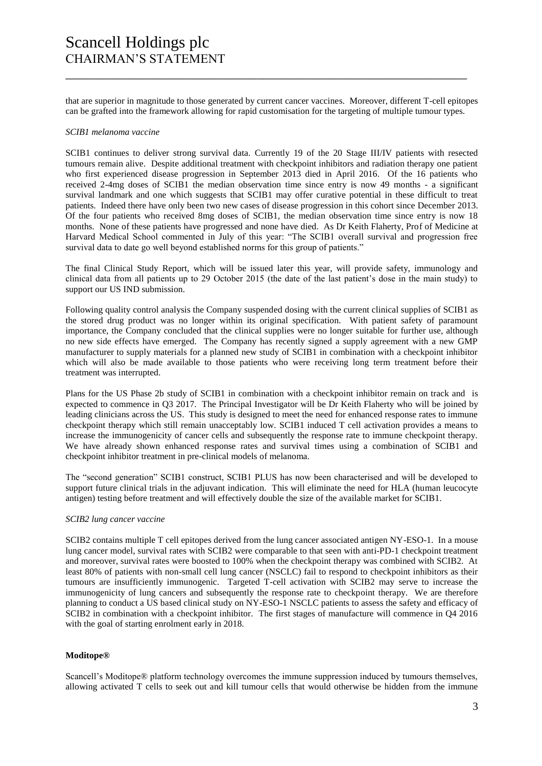that are superior in magnitude to those generated by current cancer vaccines. Moreover, different T-cell epitopes can be grafted into the framework allowing for rapid customisation for the targeting of multiple tumour types.

*SCIB1 melanoma vaccine*

SCIB1 continues to deliver strong survival data. Currently 19 of the 20 Stage III/IV patients with resected tumours remain alive. Despite additional treatment with checkpoint inhibitors and radiation therapy one patient who first experienced disease progression in September 2013 died in April 2016. Of the 16 patients who received 2-4mg doses of SCIB1 the median observation time since entry is now 49 months - a significant survival landmark and one which suggests that SCIB1 may offer curative potential in these difficult to treat patients. Indeed there have only been two new cases of disease progression in this cohort since December 2013. Of the four patients who received 8mg doses of SCIB1, the median observation time since entry is now 18 months. None of these patients have progressed and none have died. As Dr Keith Flaherty, Prof of Medicine at Harvard Medical School commented in July of this year: "The SCIB1 overall survival and progression free survival data to date go well beyond established norms for this group of patients."

The final Clinical Study Report, which will be issued later this year, will provide safety, immunology and clinical data from all patients up to 29 October 2015 (the date of the last patient's dose in the main study) to support our US IND submission.

Following quality control analysis the Company suspended dosing with the current clinical supplies of SCIB1 as the stored drug product was no longer within its original specification. With patient safety of paramount importance, the Company concluded that the clinical supplies were no longer suitable for further use, although no new side effects have emerged. The Company has recently signed a supply agreement with a new GMP manufacturer to supply materials for a planned new study of SCIB1 in combination with a checkpoint inhibitor which will also be made available to those patients who were receiving long term treatment before their treatment was interrupted.

Plans for the US Phase 2b study of SCIB1 in combination with a checkpoint inhibitor remain on track and is expected to commence in Q3 2017. The Principal Investigator will be Dr Keith Flaherty who will be joined by leading clinicians across the US. This study is designed to meet the need for enhanced response rates to immune checkpoint therapy which still remain unacceptably low. SCIB1 induced T cell activation provides a means to increase the immunogenicity of cancer cells and subsequently the response rate to immune checkpoint therapy. We have already shown enhanced response rates and survival times using a combination of SCIB1 and checkpoint inhibitor treatment in pre-clinical models of melanoma.

The "second generation" SCIB1 construct, SCIB1 PLUS has now been characterised and will be developed to support future clinical trials in the adjuvant indication. This will eliminate the need for HLA (human leucocyte antigen) testing before treatment and will effectively double the size of the available market for SCIB1.

*SCIB2 lung cancer vaccine*

SCIB2 contains multiple T cell epitopes derived from the lung cancer associated antigen NY-ESO-1. In a mouse lung cancer model, survival rates with SCIB2 were comparable to that seen with anti-PD-1 checkpoint treatment and moreover, survival rates were boosted to 100% when the checkpoint therapy was combined with SCIB2. At least 80% of patients with non-small cell lung cancer (NSCLC) fail to respond to checkpoint inhibitors as their tumours are insufficiently immunogenic. Targeted T-cell activation with SCIB2 may serve to increase the immunogenicity of lung cancers and subsequently the response rate to checkpoint therapy. We are therefore planning to conduct a US based clinical study on NY-ESO-1 NSCLC patients to assess the safety and efficacy of SCIB2 in combination with a checkpoint inhibitor. The first stages of manufacture will commence in Q4 2016 with the goal of starting enrolment early in 2018.

**Moditope®**

Scancell's Moditope® platform technology overcomes the immune suppression induced by tumours themselves, allowing activated T cells to seek out and kill tumour cells that would otherwise be hidden from the immune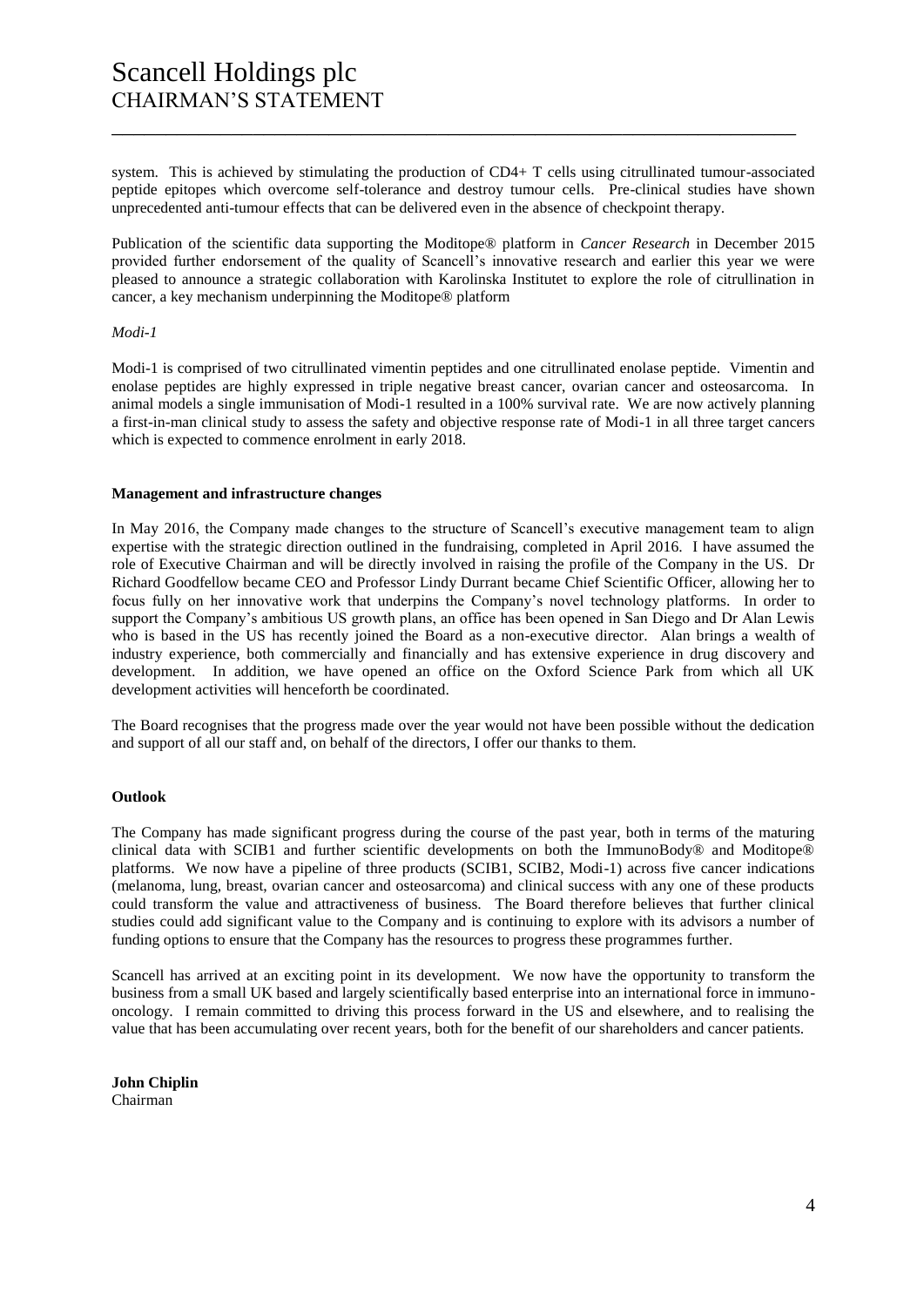system. This is achieved by stimulating the production of CD4+ T cells using citrullinated tumour-associated peptide epitopes which overcome self-tolerance and destroy tumour cells. Pre-clinical studies have shown unprecedented anti-tumour effects that can be delivered even in the absence of checkpoint therapy.

Publication of the scientific data supporting the Moditope® platform in *Cancer Research* in December 2015 provided further endorsement of the quality of Scancell's innovative research and earlier this year we were pleased to announce a strategic collaboration with Karolinska Institutet to explore the role of citrullination in cancer, a key mechanism underpinning the Moditope® platform

*Modi-1*

Modi-1 is comprised of two citrullinated vimentin peptides and one citrullinated enolase peptide. Vimentin and enolase peptides are highly expressed in triple negative breast cancer, ovarian cancer and osteosarcoma. In animal models a single immunisation of Modi-1 resulted in a 100% survival rate. We are now actively planning a first-in-man clinical study to assess the safety and objective response rate of Modi-1 in all three target cancers which is expected to commence enrolment in early 2018.

**Management and infrastructure changes**

In May 2016, the Company made changes to the structure of Scancell's executive management team to align expertise with the strategic direction outlined in the fundraising, completed in April 2016. I have assumed the role of Executive Chairman and will be directly involved in raising the profile of the Company in the US. Dr Richard Goodfellow became CEO and Professor Lindy Durrant became Chief Scientific Officer, allowing her to focus fully on her innovative work that underpins the Company's novel technology platforms. In order to support the Company's ambitious US growth plans, an office has been opened in San Diego and Dr Alan Lewis who is based in the US has recently joined the Board as a non-executive director. Alan brings a wealth of industry experience, both commercially and financially and has extensive experience in drug discovery and development. In addition, we have opened an office on the Oxford Science Park from which all UK development activities will henceforth be coordinated.

The Board recognises that the progress made over the year would not have been possible without the dedication and support of all our staff and, on behalf of the directors, I offer our thanks to them.

**Outlook**

The Company has made significant progress during the course of the past year, both in terms of the maturing clinical data with SCIB1 and further scientific developments on both the ImmunoBody® and Moditope® platforms. We now have a pipeline of three products (SCIB1, SCIB2, Modi-1) across five cancer indications (melanoma, lung, breast, ovarian cancer and osteosarcoma) and clinical success with any one of these products could transform the value and attractiveness of business. The Board therefore believes that further clinical studies could add significant value to the Company and is continuing to explore with its advisors a number of funding options to ensure that the Company has the resources to progress these programmes further.

Scancell has arrived at an exciting point in its development. We now have the opportunity to transform the business from a small UK based and largely scientifically based enterprise into an international force in immuno-oncology. I remain committed to driving this process forward in the US and elsewhere, and to realising the value that has been accumulating over recent years, both for the benefit of our shareholders and cancer patients.

**John Chiplin**
Chairman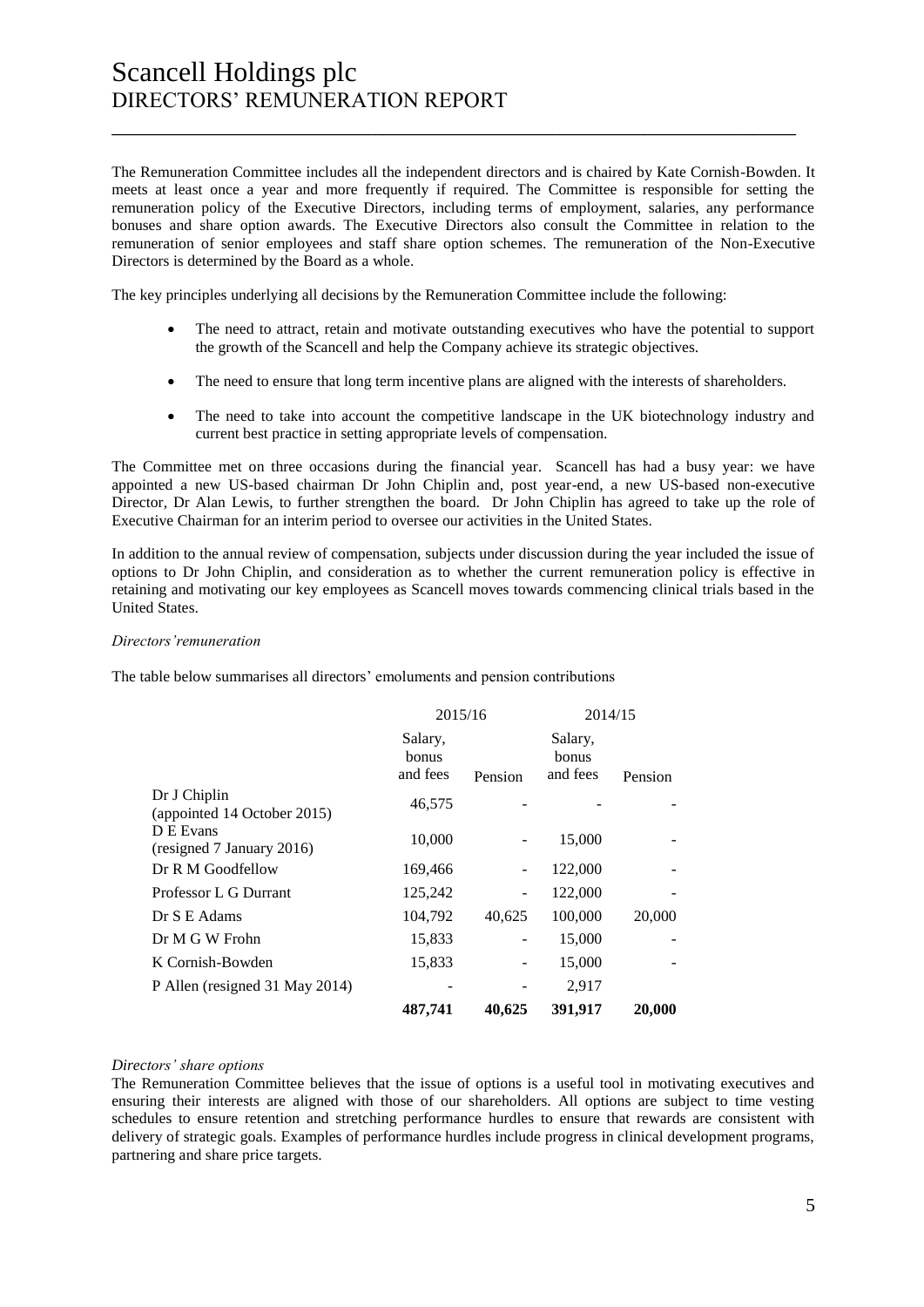# Scancell Holdings plc
## DIRECTORS' REMUNERATION REPORT

The Remuneration Committee includes all the independent directors and is chaired by Kate Cornish-Bowden. It meets at least once a year and more frequently if required. The Committee is responsible for setting the remuneration policy of the Executive Directors, including terms of employment, salaries, any performance bonuses and share option awards. The Executive Directors also consult the Committee in relation to the remuneration of senior employees and staff share option schemes. The remuneration of the Non-Executive Directors is determined by the Board as a whole.

The key principles underlying all decisions by the Remuneration Committee include the following:

- The need to attract, retain and motivate outstanding executives who have the potential to support the growth of the Scancell and help the Company achieve its strategic objectives.
- The need to ensure that long term incentive plans are aligned with the interests of shareholders.
- The need to take into account the competitive landscape in the UK biotechnology industry and current best practice in setting appropriate levels of compensation.

The Committee met on three occasions during the financial year. Scancell has had a busy year: we have appointed a new US-based chairman Dr John Chiplin and, post year-end, a new US-based non-executive Director, Dr Alan Lewis, to further strengthen the board. Dr John Chiplin has agreed to take up the role of Executive Chairman for an interim period to oversee our activities in the United States.

In addition to the annual review of compensation, subjects under discussion during the year included the issue of options to Dr John Chiplin, and consideration as to whether the current remuneration policy is effective in retaining and motivating our key employees as Scancell moves towards commencing clinical trials based in the United States.

*Directors'remuneration*

The table below summarises all directors' emoluments and pension contributions

| | 2015/16 | | 2014/15 | |
|---|---|---|---|---|
| | Salary, bonus and fees | Pension | Salary, bonus and fees | Pension |
| Dr J Chiplin (appointed 14 October 2015) | 46,575 | - | - | - |
| D E Evans (resigned 7 January 2016) | 10,000 | - | 15,000 | - |
| Dr R M Goodfellow | 169,466 | - | 122,000 | - |
| Professor L G Durrant | 125,242 | - | 122,000 | - |
| Dr S E Adams | 104,792 | 40,625 | 100,000 | 20,000 |
| Dr M G W Frohn | 15,833 | - | 15,000 | - |
| K Cornish-Bowden | 15,833 | - | 15,000 | - |
| P Allen (resigned 31 May 2014) | - | - | 2,917 | |
| | **487,741** | **40,625** | **391,917** | **20,000** |

*Directors' share options*

The Remuneration Committee believes that the issue of options is a useful tool in motivating executives and ensuring their interests are aligned with those of our shareholders. All options are subject to time vesting schedules to ensure retention and stretching performance hurdles to ensure that rewards are consistent with delivery of strategic goals. Examples of performance hurdles include progress in clinical development programs, partnering and share price targets.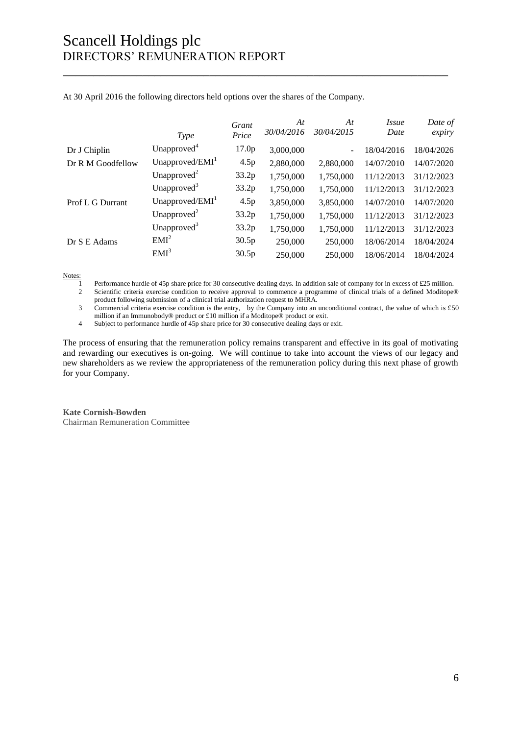At 30 April 2016 the following directors held options over the shares of the Company.

| | *Type* | *Grant Price* | *At 30/04/2016* | *At 30/04/2015* | *Issue Date* | *Date of expiry* |
|---|---|---|---|---|---|---|
| Dr J Chiplin | Unapproved[4] | 17.0p | 3,000,000 | - | 18/04/2016 | 18/04/2026 |
| Dr R M Goodfellow | Unapproved/EMI[1] | 4.5p | 2,880,000 | 2,880,000 | 14/07/2010 | 14/07/2020 |
| | Unapproved[2] | 33.2p | 1,750,000 | 1,750,000 | 11/12/2013 | 31/12/2023 |
| | Unapproved[3] | 33.2p | 1,750,000 | 1,750,000 | 11/12/2013 | 31/12/2023 |
| Prof L G Durrant | Unapproved/EMI[1] | 4.5p | 3,850,000 | 3,850,000 | 14/07/2010 | 14/07/2020 |
| | Unapproved[2] | 33.2p | 1,750,000 | 1,750,000 | 11/12/2013 | 31/12/2023 |
| | Unapproved[3] | 33.2p | 1,750,000 | 1,750,000 | 11/12/2013 | 31/12/2023 |
| Dr S E Adams | EMI[2] | 30.5p | 250,000 | 250,000 | 18/06/2014 | 18/04/2024 |
| | EMI[3] | 30.5p | 250,000 | 250,000 | 18/06/2014 | 18/04/2024 |

Notes:

1. Performance hurdle of 45p share price for 30 consecutive dealing days. In addition sale of company for in excess of £25 million.
2. Scientific criteria exercise condition to receive approval to commence a programme of clinical trials of a defined Moditope® product following submission of a clinical trial authorization request to MHRA.
3. Commercial criteria exercise condition is the entry, by the Company into an unconditional contract, the value of which is £50 million if an Immunobody® product or £10 million if a Moditope® product or exit.
4. Subject to performance hurdle of 45p share price for 30 consecutive dealing days or exit.

The process of ensuring that the remuneration policy remains transparent and effective in its goal of motivating and rewarding our executives is on-going. We will continue to take into account the views of our legacy and new shareholders as we review the appropriateness of the remuneration policy during this next phase of growth for your Company.

**Kate Cornish-Bowden**
Chairman Remuneration Committee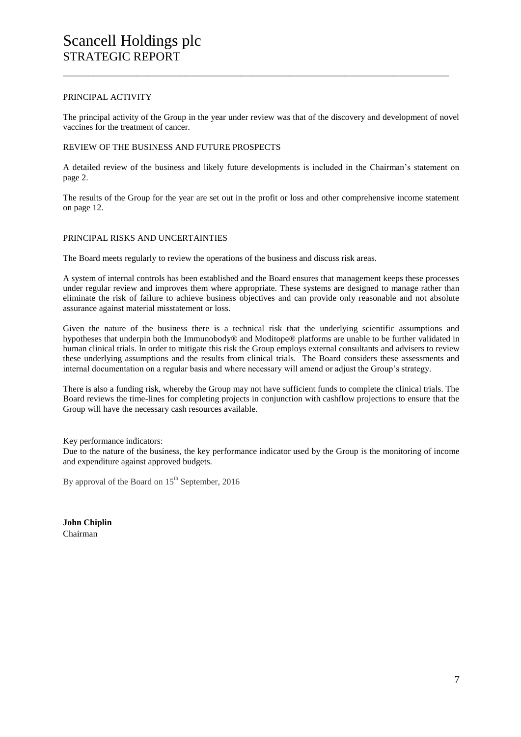# Scancell Holdings plc
## STRATEGIC REPORT

PRINCIPAL ACTIVITY

The principal activity of the Group in the year under review was that of the discovery and development of novel vaccines for the treatment of cancer.

REVIEW OF THE BUSINESS AND FUTURE PROSPECTS

A detailed review of the business and likely future developments is included in the Chairman's statement on page 2.

The results of the Group for the year are set out in the profit or loss and other comprehensive income statement on page 12.

PRINCIPAL RISKS AND UNCERTAINTIES

The Board meets regularly to review the operations of the business and discuss risk areas.

A system of internal controls has been established and the Board ensures that management keeps these processes under regular review and improves them where appropriate. These systems are designed to manage rather than eliminate the risk of failure to achieve business objectives and can provide only reasonable and not absolute assurance against material misstatement or loss.

Given the nature of the business there is a technical risk that the underlying scientific assumptions and hypotheses that underpin both the Immunobody® and Moditope® platforms are unable to be further validated in human clinical trials. In order to mitigate this risk the Group employs external consultants and advisers to review these underlying assumptions and the results from clinical trials. The Board considers these assessments and internal documentation on a regular basis and where necessary will amend or adjust the Group's strategy.

There is also a funding risk, whereby the Group may not have sufficient funds to complete the clinical trials. The Board reviews the time-lines for completing projects in conjunction with cashflow projections to ensure that the Group will have the necessary cash resources available.

Key performance indicators:
Due to the nature of the business, the key performance indicator used by the Group is the monitoring of income and expenditure against approved budgets.

By approval of the Board on 15th September, 2016

**John Chiplin**
Chairman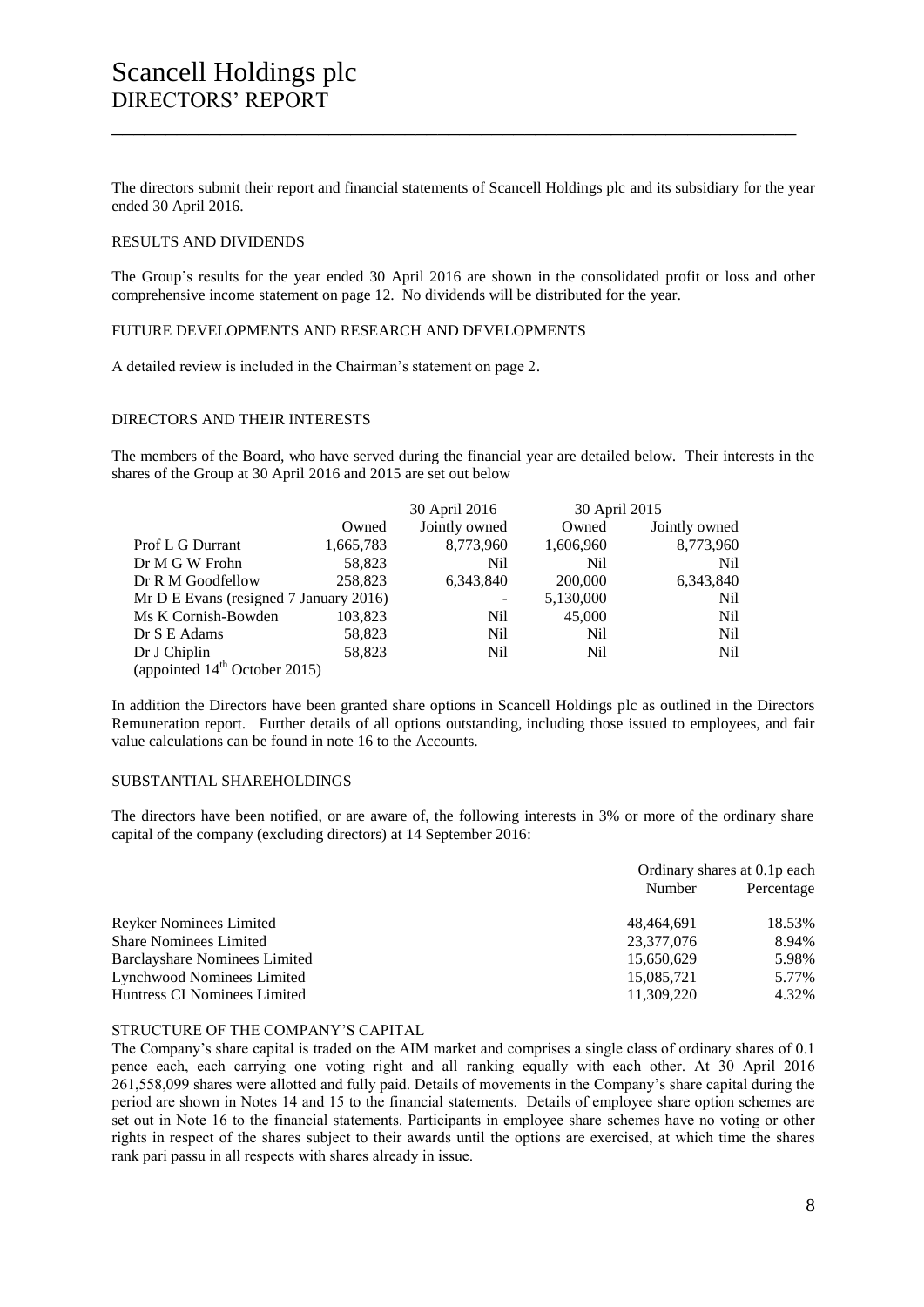# Scancell Holdings plc
## DIRECTORS' REPORT

The directors submit their report and financial statements of Scancell Holdings plc and its subsidiary for the year ended 30 April 2016.

### RESULTS AND DIVIDENDS

The Group's results for the year ended 30 April 2016 are shown in the consolidated profit or loss and other comprehensive income statement on page 12. No dividends will be distributed for the year.

### FUTURE DEVELOPMENTS AND RESEARCH AND DEVELOPMENTS

A detailed review is included in the Chairman's statement on page 2.

### DIRECTORS AND THEIR INTERESTS

The members of the Board, who have served during the financial year are detailed below. Their interests in the shares of the Group at 30 April 2016 and 2015 are set out below

| | 30 April 2016 | | 30 April 2015 | |
|---|---|---|---|---|
| | Owned | Jointly owned | Owned | Jointly owned |
| Prof L G Durrant | 1,665,783 | 8,773,960 | 1,606,960 | 8,773,960 |
| Dr M G W Frohn | 58,823 | Nil | Nil | Nil |
| Dr R M Goodfellow | 258,823 | 6,343,840 | 200,000 | 6,343,840 |
| Mr D E Evans (resigned 7 January 2016) | | - | 5,130,000 | Nil |
| Ms K Cornish-Bowden | 103,823 | Nil | 45,000 | Nil |
| Dr S E Adams | 58,823 | Nil | Nil | Nil |
| Dr J Chiplin (appointed 14th October 2015) | 58,823 | Nil | Nil | Nil |

In addition the Directors have been granted share options in Scancell Holdings plc as outlined in the Directors Remuneration report. Further details of all options outstanding, including those issued to employees, and fair value calculations can be found in note 16 to the Accounts.

### SUBSTANTIAL SHAREHOLDINGS

The directors have been notified, or are aware of, the following interests in 3% or more of the ordinary share capital of the company (excluding directors) at 14 September 2016:

| | Ordinary shares at 0.1p each | |
|---|---|---|
| | Number | Percentage |
| Reyker Nominees Limited | 48,464,691 | 18.53% |
| Share Nominees Limited | 23,377,076 | 8.94% |
| Barclayshare Nominees Limited | 15,650,629 | 5.98% |
| Lynchwood Nominees Limited | 15,085,721 | 5.77% |
| Huntress CI Nominees Limited | 11,309,220 | 4.32% |

### STRUCTURE OF THE COMPANY'S CAPITAL

The Company's share capital is traded on the AIM market and comprises a single class of ordinary shares of 0.1 pence each, each carrying one voting right and all ranking equally with each other. At 30 April 2016 261,558,099 shares were allotted and fully paid. Details of movements in the Company's share capital during the period are shown in Notes 14 and 15 to the financial statements. Details of employee share option schemes are set out in Note 16 to the financial statements. Participants in employee share schemes have no voting or other rights in respect of the shares subject to their awards until the options are exercised, at which time the shares rank pari passu in all respects with shares already in issue.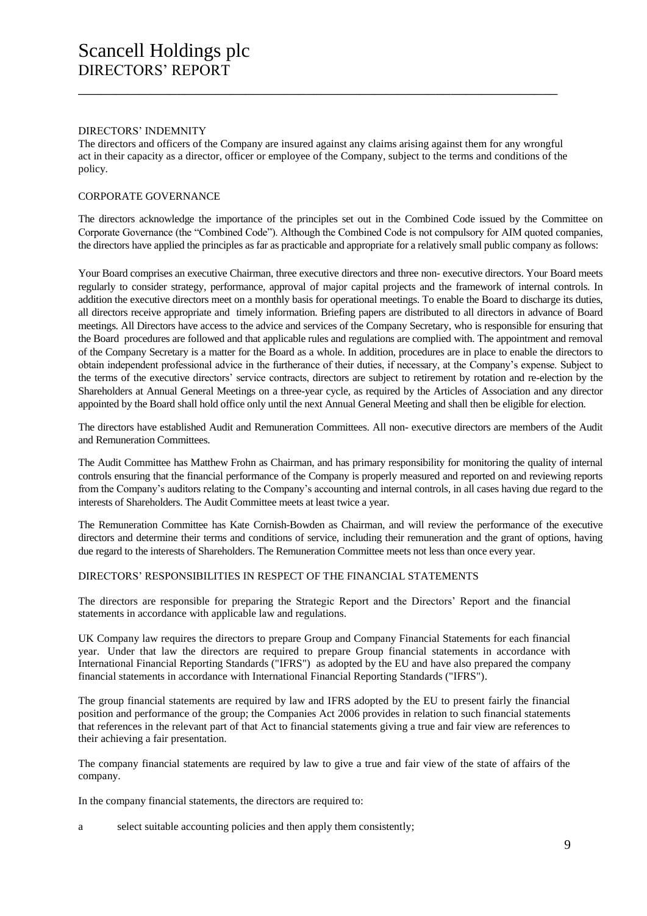# Scancell Holdings plc
## DIRECTORS' REPORT

### DIRECTORS' INDEMNITY

The directors and officers of the Company are insured against any claims arising against them for any wrongful act in their capacity as a director, officer or employee of the Company, subject to the terms and conditions of the policy.

### CORPORATE GOVERNANCE

The directors acknowledge the importance of the principles set out in the Combined Code issued by the Committee on Corporate Governance (the "Combined Code"). Although the Combined Code is not compulsory for AIM quoted companies, the directors have applied the principles as far as practicable and appropriate for a relatively small public company as follows:

Your Board comprises an executive Chairman, three executive directors and three non- executive directors. Your Board meets regularly to consider strategy, performance, approval of major capital projects and the framework of internal controls. In addition the executive directors meet on a monthly basis for operational meetings. To enable the Board to discharge its duties, all directors receive appropriate and timely information. Briefing papers are distributed to all directors in advance of Board meetings. All Directors have access to the advice and services of the Company Secretary, who is responsible for ensuring that the Board procedures are followed and that applicable rules and regulations are complied with. The appointment and removal of the Company Secretary is a matter for the Board as a whole. In addition, procedures are in place to enable the directors to obtain independent professional advice in the furtherance of their duties, if necessary, at the Company's expense. Subject to the terms of the executive directors' service contracts, directors are subject to retirement by rotation and re-election by the Shareholders at Annual General Meetings on a three-year cycle, as required by the Articles of Association and any director appointed by the Board shall hold office only until the next Annual General Meeting and shall then be eligible for election.

The directors have established Audit and Remuneration Committees. All non- executive directors are members of the Audit and Remuneration Committees.

The Audit Committee has Matthew Frohn as Chairman, and has primary responsibility for monitoring the quality of internal controls ensuring that the financial performance of the Company is properly measured and reported on and reviewing reports from the Company's auditors relating to the Company's accounting and internal controls, in all cases having due regard to the interests of Shareholders. The Audit Committee meets at least twice a year.

The Remuneration Committee has Kate Cornish-Bowden as Chairman, and will review the performance of the executive directors and determine their terms and conditions of service, including their remuneration and the grant of options, having due regard to the interests of Shareholders. The Remuneration Committee meets not less than once every year.

### DIRECTORS' RESPONSIBILITIES IN RESPECT OF THE FINANCIAL STATEMENTS

The directors are responsible for preparing the Strategic Report and the Directors' Report and the financial statements in accordance with applicable law and regulations.

UK Company law requires the directors to prepare Group and Company Financial Statements for each financial year. Under that law the directors are required to prepare Group financial statements in accordance with International Financial Reporting Standards ("IFRS") as adopted by the EU and have also prepared the company financial statements in accordance with International Financial Reporting Standards ("IFRS").

The group financial statements are required by law and IFRS adopted by the EU to present fairly the financial position and performance of the group; the Companies Act 2006 provides in relation to such financial statements that references in the relevant part of that Act to financial statements giving a true and fair view are references to their achieving a fair presentation.

The company financial statements are required by law to give a true and fair view of the state of affairs of the company.

In the company financial statements, the directors are required to:

a select suitable accounting policies and then apply them consistently;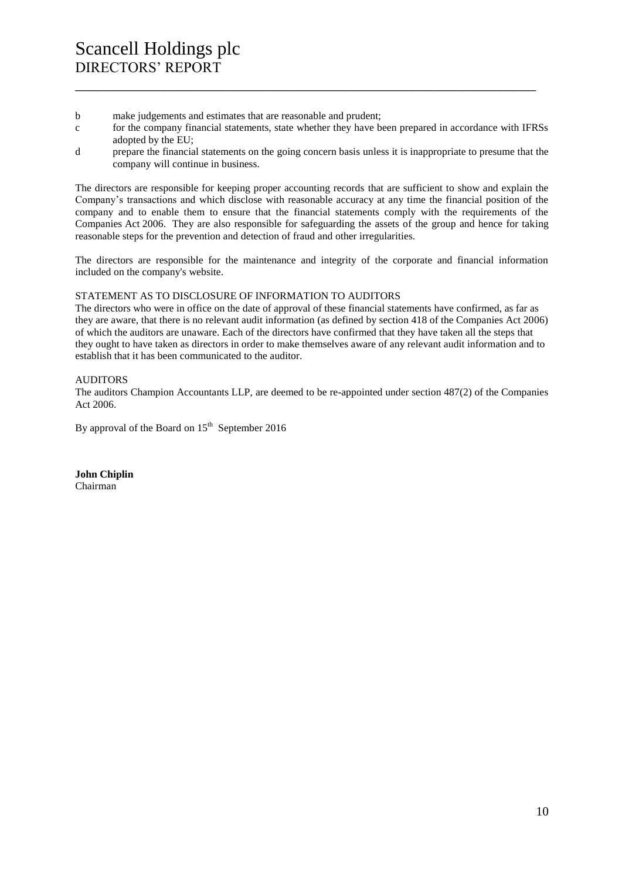b make judgements and estimates that are reasonable and prudent;

c for the company financial statements, state whether they have been prepared in accordance with IFRSs adopted by the EU;

d prepare the financial statements on the going concern basis unless it is inappropriate to presume that the company will continue in business.

The directors are responsible for keeping proper accounting records that are sufficient to show and explain the Company's transactions and which disclose with reasonable accuracy at any time the financial position of the company and to enable them to ensure that the financial statements comply with the requirements of the Companies Act 2006. They are also responsible for safeguarding the assets of the group and hence for taking reasonable steps for the prevention and detection of fraud and other irregularities.

The directors are responsible for the maintenance and integrity of the corporate and financial information included on the company's website.

STATEMENT AS TO DISCLOSURE OF INFORMATION TO AUDITORS

The directors who were in office on the date of approval of these financial statements have confirmed, as far as they are aware, that there is no relevant audit information (as defined by section 418 of the Companies Act 2006) of which the auditors are unaware. Each of the directors have confirmed that they have taken all the steps that they ought to have taken as directors in order to make themselves aware of any relevant audit information and to establish that it has been communicated to the auditor.

AUDITORS

The auditors Champion Accountants LLP, are deemed to be re-appointed under section 487(2) of the Companies Act 2006.

By approval of the Board on 15th September 2016

**John Chiplin**
Chairman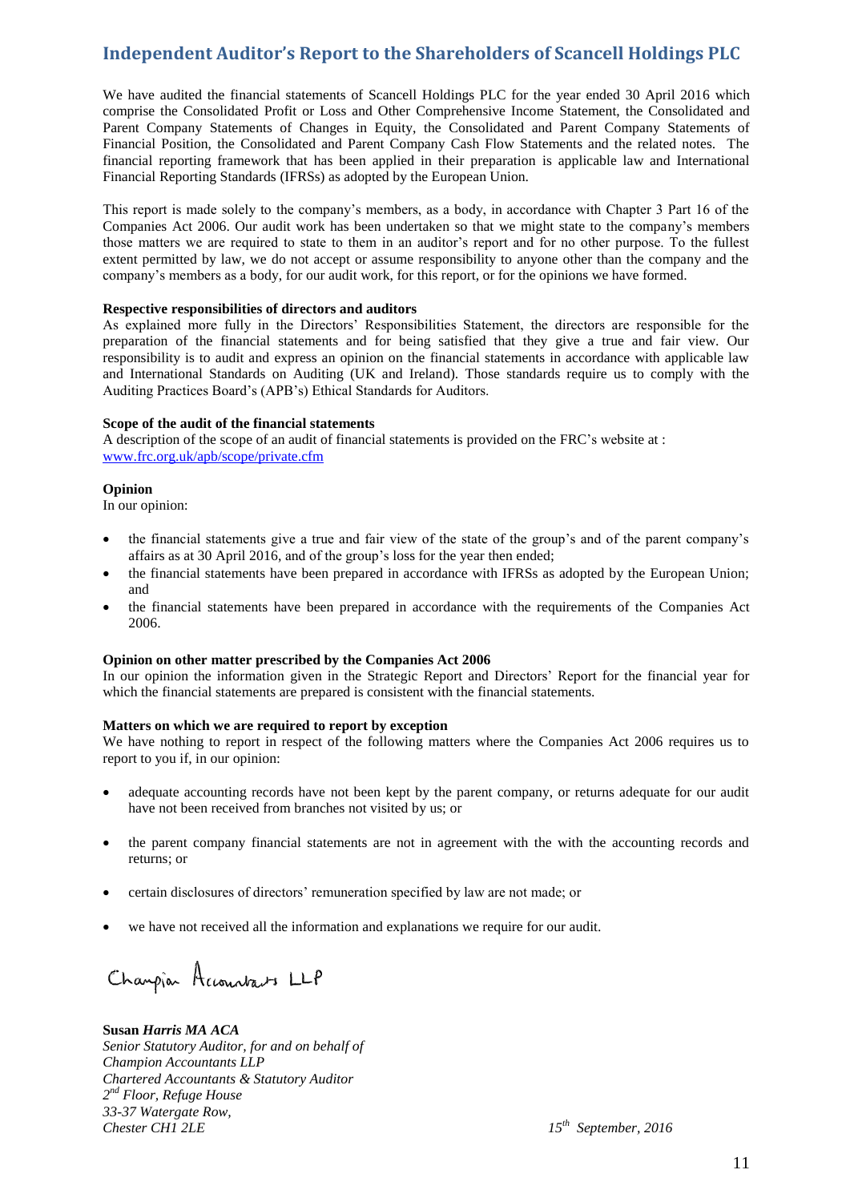# Independent Auditor's Report to the Shareholders of Scancell Holdings PLC

We have audited the financial statements of Scancell Holdings PLC for the year ended 30 April 2016 which comprise the Consolidated Profit or Loss and Other Comprehensive Income Statement, the Consolidated and Parent Company Statements of Changes in Equity, the Consolidated and Parent Company Statements of Financial Position, the Consolidated and Parent Company Cash Flow Statements and the related notes. The financial reporting framework that has been applied in their preparation is applicable law and International Financial Reporting Standards (IFRSs) as adopted by the European Union.

This report is made solely to the company's members, as a body, in accordance with Chapter 3 Part 16 of the Companies Act 2006. Our audit work has been undertaken so that we might state to the company's members those matters we are required to state to them in an auditor's report and for no other purpose. To the fullest extent permitted by law, we do not accept or assume responsibility to anyone other than the company and the company's members as a body, for our audit work, for this report, or for the opinions we have formed.

**Respective responsibilities of directors and auditors**

As explained more fully in the Directors' Responsibilities Statement, the directors are responsible for the preparation of the financial statements and for being satisfied that they give a true and fair view. Our responsibility is to audit and express an opinion on the financial statements in accordance with applicable law and International Standards on Auditing (UK and Ireland). Those standards require us to comply with the Auditing Practices Board's (APB's) Ethical Standards for Auditors.

**Scope of the audit of the financial statements**

A description of the scope of an audit of financial statements is provided on the FRC's website at : www.frc.org.uk/apb/scope/private.cfm

**Opinion**

In our opinion:

- the financial statements give a true and fair view of the state of the group's and of the parent company's affairs as at 30 April 2016, and of the group's loss for the year then ended;
- the financial statements have been prepared in accordance with IFRSs as adopted by the European Union; and
- the financial statements have been prepared in accordance with the requirements of the Companies Act 2006.

**Opinion on other matter prescribed by the Companies Act 2006**

In our opinion the information given in the Strategic Report and Directors' Report for the financial year for which the financial statements are prepared is consistent with the financial statements.

**Matters on which we are required to report by exception**

We have nothing to report in respect of the following matters where the Companies Act 2006 requires us to report to you if, in our opinion:

- adequate accounting records have not been kept by the parent company, or returns adequate for our audit have not been received from branches not visited by us; or
- the parent company financial statements are not in agreement with the with the accounting records and returns; or
- certain disclosures of directors' remuneration specified by law are not made; or
- we have not received all the information and explanations we require for our audit.

Champion Accountants LLP

**Susan *Harris MA ACA***
*Senior Statutory Auditor, for and on behalf of*
*Champion Accountants LLP*
*Chartered Accountants & Statutory Auditor*
*2nd Floor, Refuge House*
*33-37 Watergate Row,*
*Chester CH1 2LE*

*15th September, 2016*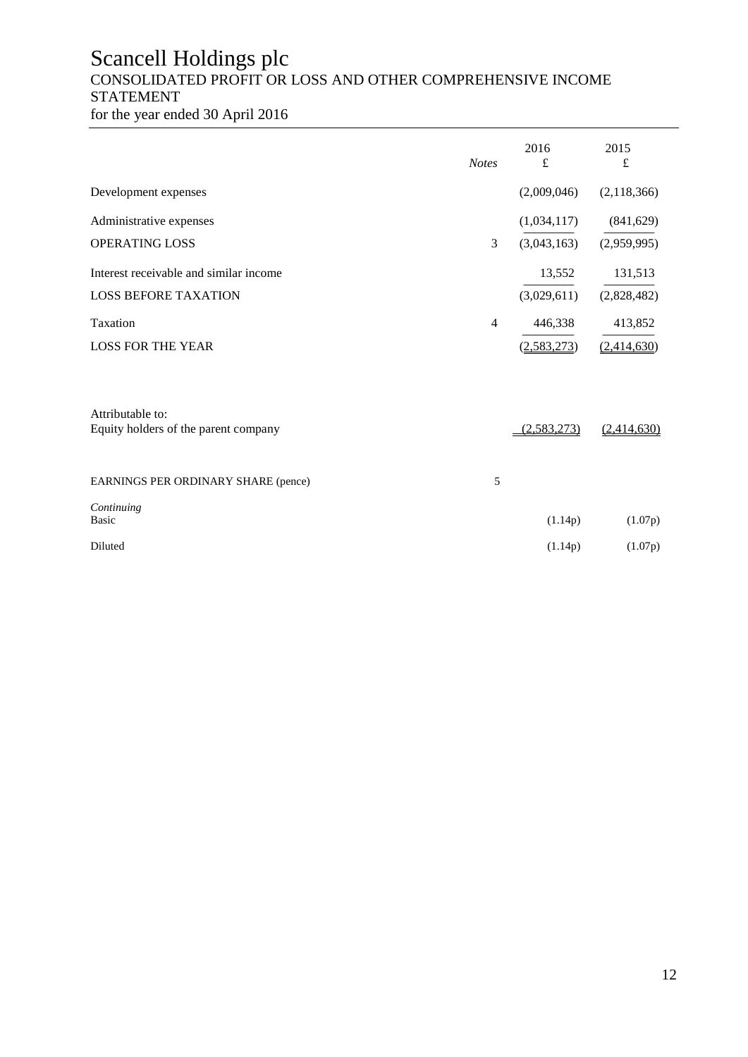# Scancell Holdings plc

## CONSOLIDATED PROFIT OR LOSS AND OTHER COMPREHENSIVE INCOME STATEMENT

for the year ended 30 April 2016

| | *Notes* | 2016 £ | 2015 £ |
|---|---|---|---|
| Development expenses | | (2,009,046) | (2,118,366) |
| Administrative expenses | | (1,034,117) | (841,629) |
| OPERATING LOSS | 3 | (3,043,163) | (2,959,995) |
| Interest receivable and similar income | | 13,552 | 131,513 |
| LOSS BEFORE TAXATION | | (3,029,611) | (2,828,482) |
| Taxation | 4 | 446,338 | 413,852 |
| LOSS FOR THE YEAR | | (2,583,273) | (2,414,630) |
| | | | |
| Attributable to: | | | |
| Equity holders of the parent company | | (2,583,273) | (2,414,630) |
| | | | |
| EARNINGS PER ORDINARY SHARE (pence) | 5 | | |
| *Continuing* | | | |
| Basic | | (1.14p) | (1.07p) |
| Diluted | | (1.14p) | (1.07p) |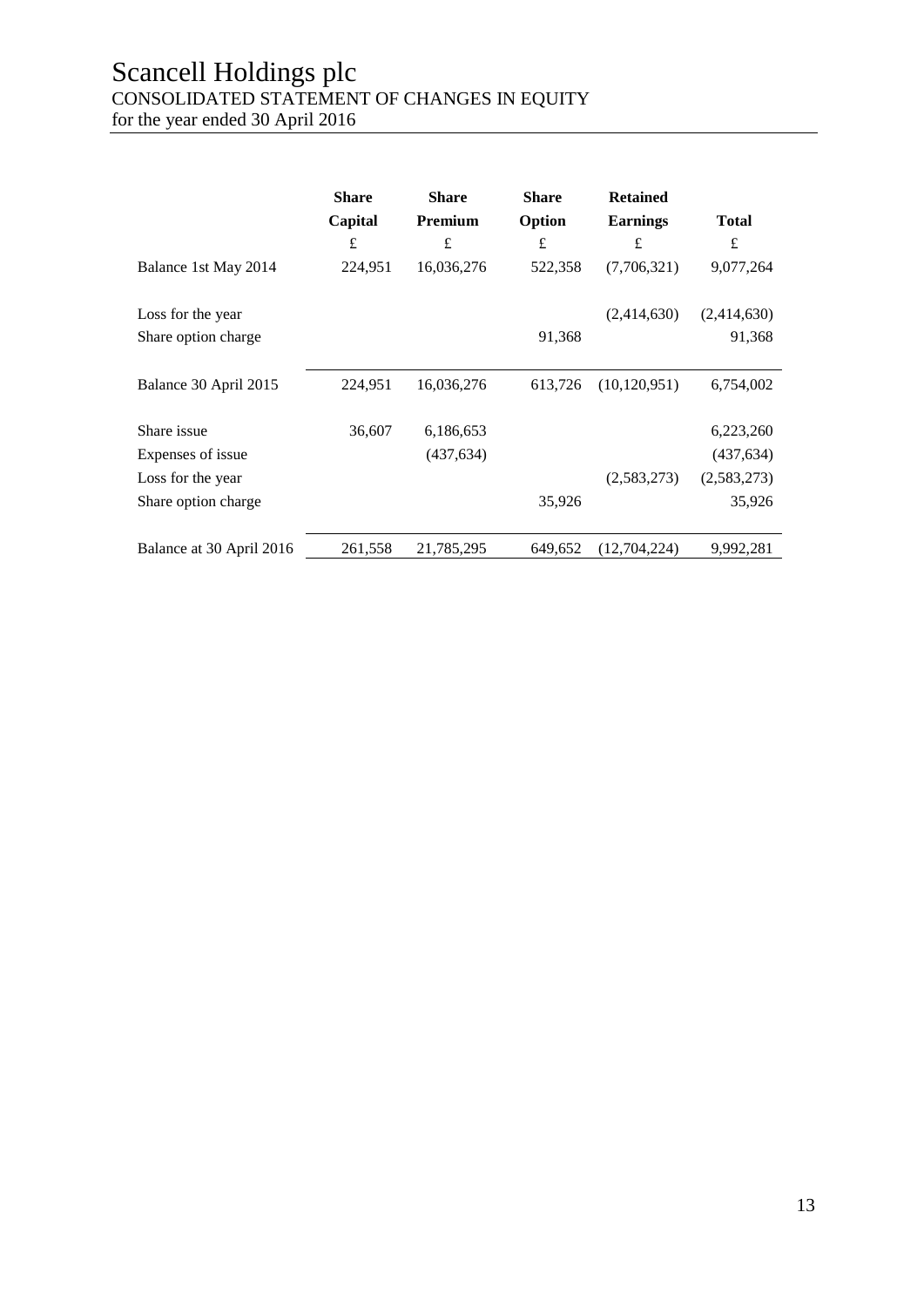# Scancell Holdings plc

CONSOLIDATED STATEMENT OF CHANGES IN EQUITY

for the year ended 30 April 2016

| | Share Capital | Share Premium | Share Option | Retained Earnings | Total |
|---|---|---|---|---|---|
| | £ | £ | £ | £ | £ |
| Balance 1st May 2014 | 224,951 | 16,036,276 | 522,358 | (7,706,321) | 9,077,264 |
| Loss for the year | | | | (2,414,630) | (2,414,630) |
| Share option charge | | | 91,368 | | 91,368 |
| Balance 30 April 2015 | 224,951 | 16,036,276 | 613,726 | (10,120,951) | 6,754,002 |
| Share issue | 36,607 | 6,186,653 | | | 6,223,260 |
| Expenses of issue | | (437,634) | | | (437,634) |
| Loss for the year | | | | (2,583,273) | (2,583,273) |
| Share option charge | | | 35,926 | | 35,926 |
| Balance at 30 April 2016 | 261,558 | 21,785,295 | 649,652 | (12,704,224) | 9,992,281 |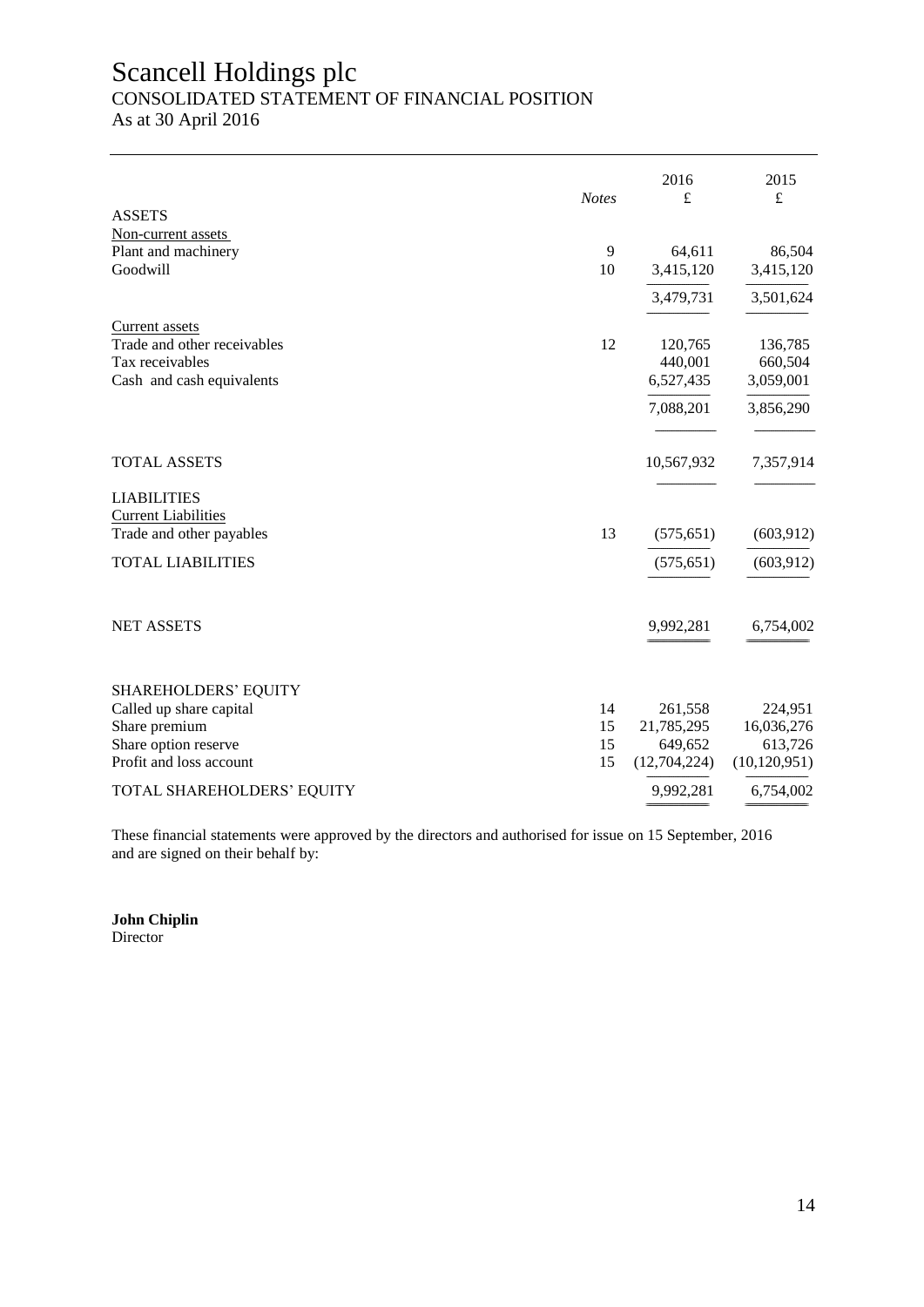# Scancell Holdings plc

## CONSOLIDATED STATEMENT OF FINANCIAL POSITION

As at 30 April 2016

| | *Notes* | 2016<br>£ | 2015<br>£ |
|---|---|---|---|
| ASSETS | | | |
| Non-current assets | | | |
| Plant and machinery | 9 | 64,611 | 86,504 |
| Goodwill | 10 | 3,415,120 | 3,415,120 |
| | | 3,479,731 | 3,501,624 |
| Current assets | | | |
| Trade and other receivables | 12 | 120,765 | 136,785 |
| Tax receivables | | 440,001 | 660,504 |
| Cash and cash equivalents | | 6,527,435 | 3,059,001 |
| | | 7,088,201 | 3,856,290 |
| TOTAL ASSETS | | 10,567,932 | 7,357,914 |
| LIABILITIES | | | |
| Current Liabilities | | | |
| Trade and other payables | 13 | (575,651) | (603,912) |
| TOTAL LIABILITIES | | (575,651) | (603,912) |
| NET ASSETS | | 9,992,281 | 6,754,002 |
| SHAREHOLDERS' EQUITY | | | |
| Called up share capital | 14 | 261,558 | 224,951 |
| Share premium | 15 | 21,785,295 | 16,036,276 |
| Share option reserve | 15 | 649,652 | 613,726 |
| Profit and loss account | 15 | (12,704,224) | (10,120,951) |
| TOTAL SHAREHOLDERS' EQUITY | | 9,992,281 | 6,754,002 |

These financial statements were approved by the directors and authorised for issue on 15 September, 2016 and are signed on their behalf by:

**John Chiplin**
Director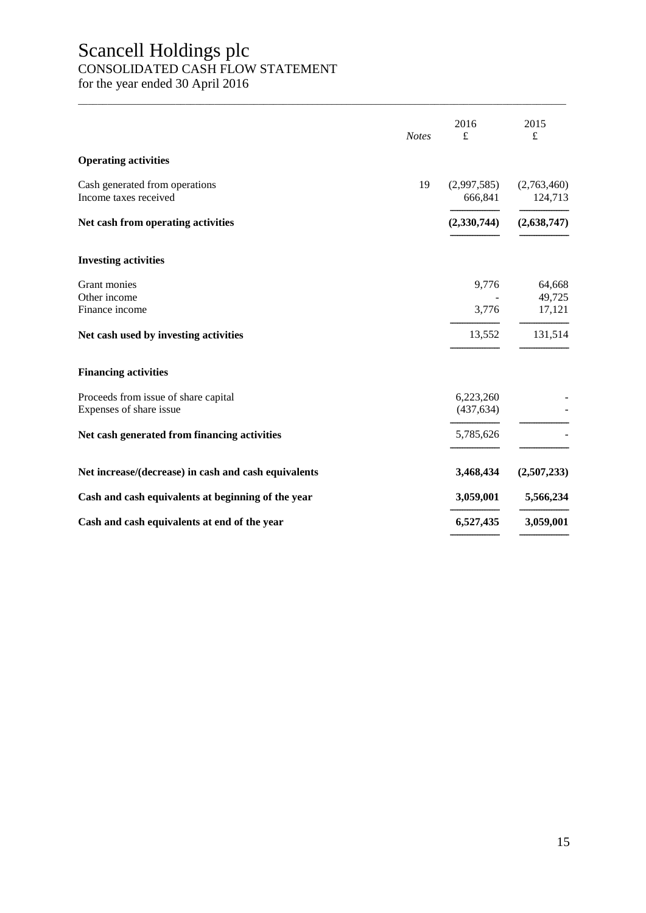# Scancell Holdings plc

## CONSOLIDATED CASH FLOW STATEMENT

for the year ended 30 April 2016

| | *Notes* | 2016<br>£ | 2015<br>£ |
|---|---|---|---|
| **Operating activities** | | | |
| Cash generated from operations | 19 | (2,997,585) | (2,763,460) |
| Income taxes received | | 666,841 | 124,713 |
| **Net cash from operating activities** | | **(2,330,744)** | **(2,638,747)** |
| **Investing activities** | | | |
| Grant monies | | 9,776 | 64,668 |
| Other income | | - | 49,725 |
| Finance income | | 3,776 | 17,121 |
| **Net cash used by investing activities** | | 13,552 | 131,514 |
| **Financing activities** | | | |
| Proceeds from issue of share capital | | 6,223,260 | - |
| Expenses of share issue | | (437,634) | - |
| **Net cash generated from financing activities** | | 5,785,626 | - |
| **Net increase/(decrease) in cash and cash equivalents** | | **3,468,434** | **(2,507,233)** |
| **Cash and cash equivalents at beginning of the year** | | **3,059,001** | **5,566,234** |
| **Cash and cash equivalents at end of the year** | | **6,527,435** | **3,059,001** |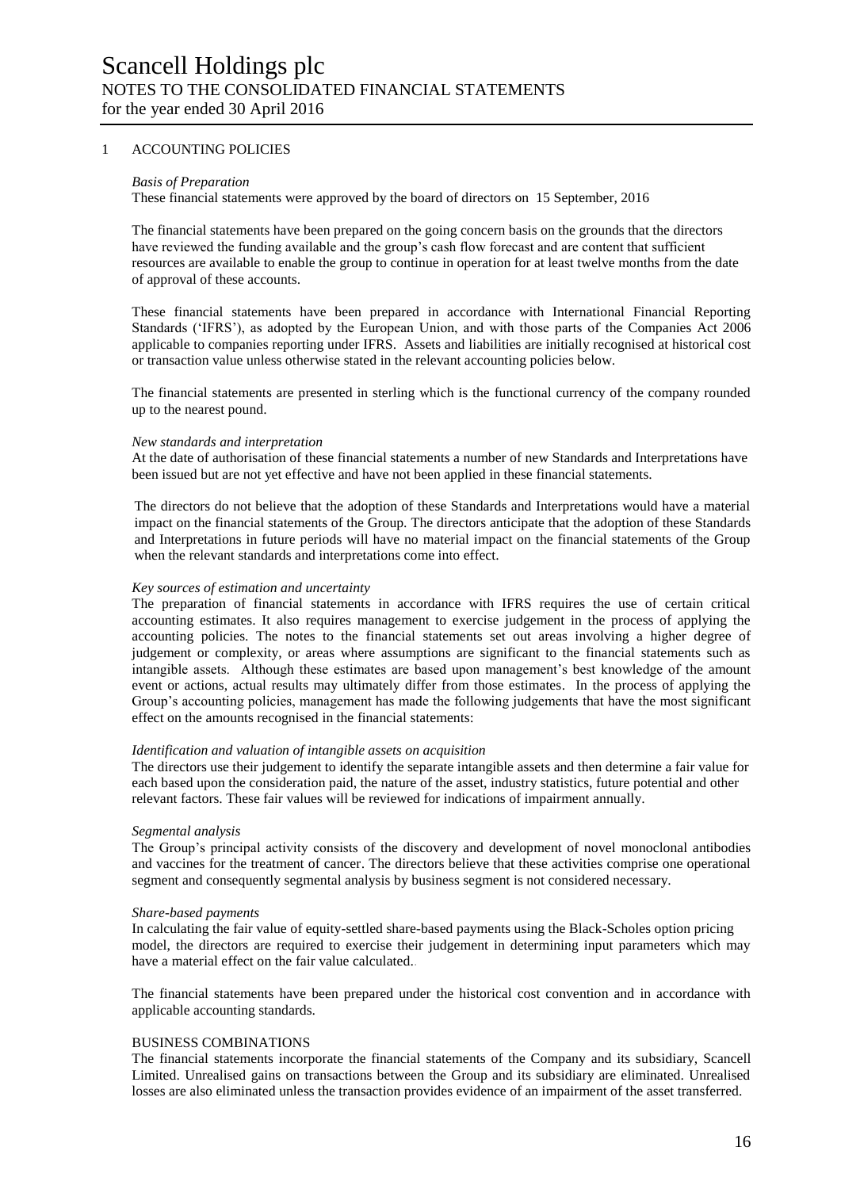# Scancell Holdings plc

## NOTES TO THE CONSOLIDATED FINANCIAL STATEMENTS

for the year ended 30 April 2016

### 1 ACCOUNTING POLICIES

*Basis of Preparation*

These financial statements were approved by the board of directors on 15 September, 2016

The financial statements have been prepared on the going concern basis on the grounds that the directors have reviewed the funding available and the group's cash flow forecast and are content that sufficient resources are available to enable the group to continue in operation for at least twelve months from the date of approval of these accounts.

These financial statements have been prepared in accordance with International Financial Reporting Standards ('IFRS'), as adopted by the European Union, and with those parts of the Companies Act 2006 applicable to companies reporting under IFRS. Assets and liabilities are initially recognised at historical cost or transaction value unless otherwise stated in the relevant accounting policies below.

The financial statements are presented in sterling which is the functional currency of the company rounded up to the nearest pound.

*New standards and interpretation*

At the date of authorisation of these financial statements a number of new Standards and Interpretations have been issued but are not yet effective and have not been applied in these financial statements.

The directors do not believe that the adoption of these Standards and Interpretations would have a material impact on the financial statements of the Group. The directors anticipate that the adoption of these Standards and Interpretations in future periods will have no material impact on the financial statements of the Group when the relevant standards and interpretations come into effect.

*Key sources of estimation and uncertainty*

The preparation of financial statements in accordance with IFRS requires the use of certain critical accounting estimates. It also requires management to exercise judgement in the process of applying the accounting policies. The notes to the financial statements set out areas involving a higher degree of judgement or complexity, or areas where assumptions are significant to the financial statements such as intangible assets. Although these estimates are based upon management's best knowledge of the amount event or actions, actual results may ultimately differ from those estimates. In the process of applying the Group's accounting policies, management has made the following judgements that have the most significant effect on the amounts recognised in the financial statements:

*Identification and valuation of intangible assets on acquisition*

The directors use their judgement to identify the separate intangible assets and then determine a fair value for each based upon the consideration paid, the nature of the asset, industry statistics, future potential and other relevant factors. These fair values will be reviewed for indications of impairment annually.

*Segmental analysis*

The Group's principal activity consists of the discovery and development of novel monoclonal antibodies and vaccines for the treatment of cancer. The directors believe that these activities comprise one operational segment and consequently segmental analysis by business segment is not considered necessary.

*Share-based payments*

In calculating the fair value of equity-settled share-based payments using the Black-Scholes option pricing model, the directors are required to exercise their judgement in determining input parameters which may have a material effect on the fair value calculated..

The financial statements have been prepared under the historical cost convention and in accordance with applicable accounting standards.

BUSINESS COMBINATIONS

The financial statements incorporate the financial statements of the Company and its subsidiary, Scancell Limited. Unrealised gains on transactions between the Group and its subsidiary are eliminated. Unrealised losses are also eliminated unless the transaction provides evidence of an impairment of the asset transferred.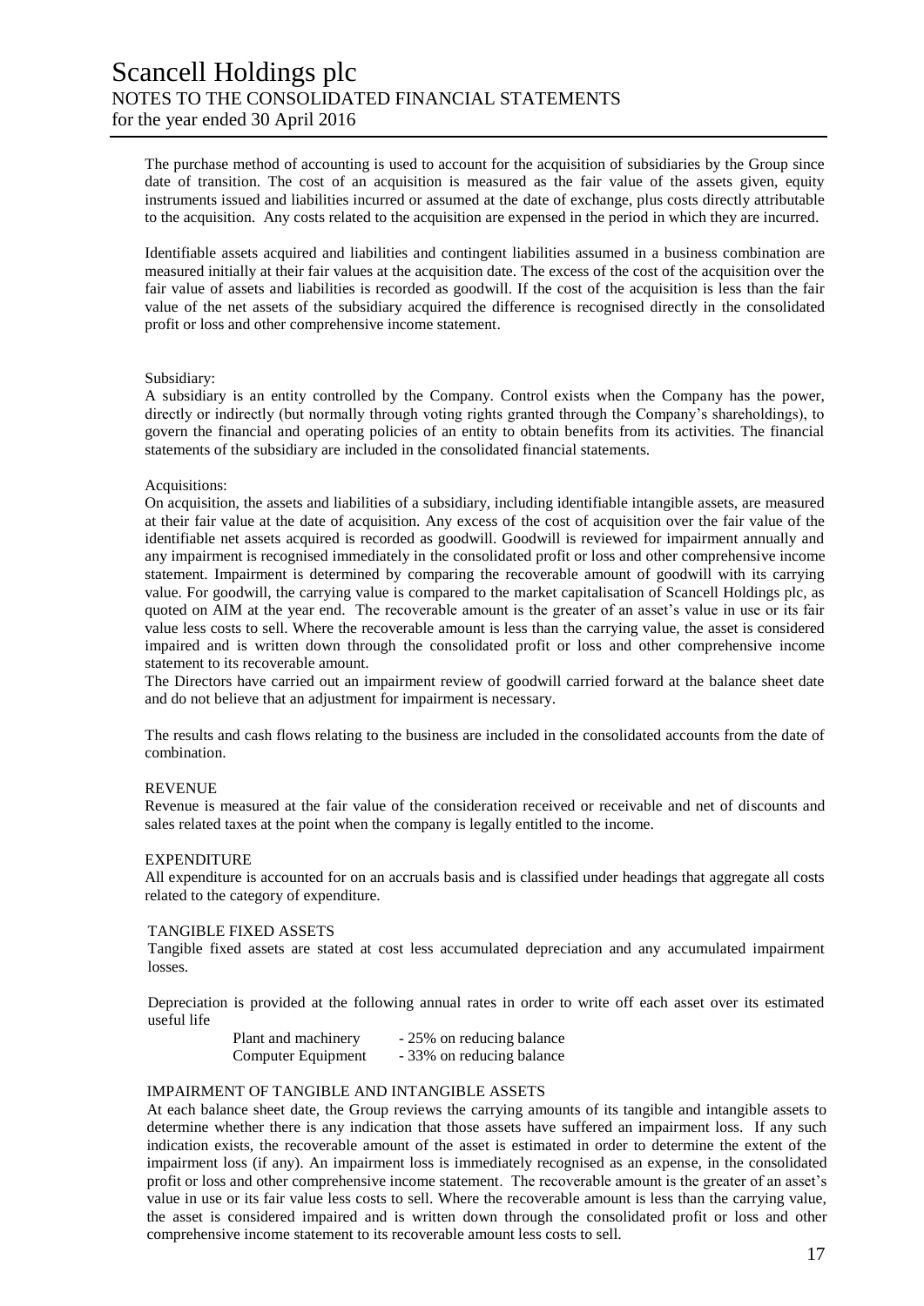The purchase method of accounting is used to account for the acquisition of subsidiaries by the Group since date of transition. The cost of an acquisition is measured as the fair value of the assets given, equity instruments issued and liabilities incurred or assumed at the date of exchange, plus costs directly attributable to the acquisition. Any costs related to the acquisition are expensed in the period in which they are incurred.

Identifiable assets acquired and liabilities and contingent liabilities assumed in a business combination are measured initially at their fair values at the acquisition date. The excess of the cost of the acquisition over the fair value of assets and liabilities is recorded as goodwill. If the cost of the acquisition is less than the fair value of the net assets of the subsidiary acquired the difference is recognised directly in the consolidated profit or loss and other comprehensive income statement.

Subsidiary:
A subsidiary is an entity controlled by the Company. Control exists when the Company has the power, directly or indirectly (but normally through voting rights granted through the Company's shareholdings), to govern the financial and operating policies of an entity to obtain benefits from its activities. The financial statements of the subsidiary are included in the consolidated financial statements.

Acquisitions:
On acquisition, the assets and liabilities of a subsidiary, including identifiable intangible assets, are measured at their fair value at the date of acquisition. Any excess of the cost of acquisition over the fair value of the identifiable net assets acquired is recorded as goodwill. Goodwill is reviewed for impairment annually and any impairment is recognised immediately in the consolidated profit or loss and other comprehensive income statement. Impairment is determined by comparing the recoverable amount of goodwill with its carrying value. For goodwill, the carrying value is compared to the market capitalisation of Scancell Holdings plc, as quoted on AIM at the year end. The recoverable amount is the greater of an asset's value in use or its fair value less costs to sell. Where the recoverable amount is less than the carrying value, the asset is considered impaired and is written down through the consolidated profit or loss and other comprehensive income statement to its recoverable amount.
The Directors have carried out an impairment review of goodwill carried forward at the balance sheet date and do not believe that an adjustment for impairment is necessary.

The results and cash flows relating to the business are included in the consolidated accounts from the date of combination.

REVENUE
Revenue is measured at the fair value of the consideration received or receivable and net of discounts and sales related taxes at the point when the company is legally entitled to the income.

EXPENDITURE
All expenditure is accounted for on an accruals basis and is classified under headings that aggregate all costs related to the category of expenditure.

TANGIBLE FIXED ASSETS
Tangible fixed assets are stated at cost less accumulated depreciation and any accumulated impairment losses.

Depreciation is provided at the following annual rates in order to write off each asset over its estimated useful life

| | |
|---|---|
| Plant and machinery | - 25% on reducing balance |
| Computer Equipment | - 33% on reducing balance |

IMPAIRMENT OF TANGIBLE AND INTANGIBLE ASSETS
At each balance sheet date, the Group reviews the carrying amounts of its tangible and intangible assets to determine whether there is any indication that those assets have suffered an impairment loss. If any such indication exists, the recoverable amount of the asset is estimated in order to determine the extent of the impairment loss (if any). An impairment loss is immediately recognised as an expense, in the consolidated profit or loss and other comprehensive income statement. The recoverable amount is the greater of an asset's value in use or its fair value less costs to sell. Where the recoverable amount is less than the carrying value, the asset is considered impaired and is written down through the consolidated profit or loss and other comprehensive income statement to its recoverable amount less costs to sell.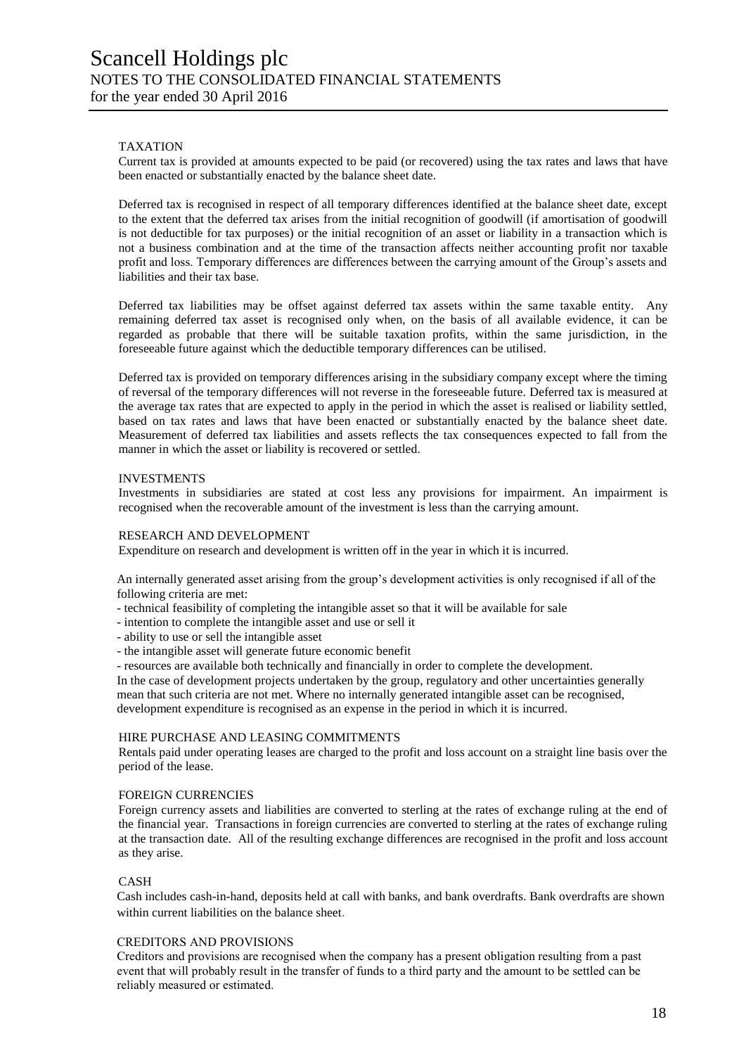# Scancell Holdings plc

## NOTES TO THE CONSOLIDATED FINANCIAL STATEMENTS

for the year ended 30 April 2016

### TAXATION

Current tax is provided at amounts expected to be paid (or recovered) using the tax rates and laws that have been enacted or substantially enacted by the balance sheet date.

Deferred tax is recognised in respect of all temporary differences identified at the balance sheet date, except to the extent that the deferred tax arises from the initial recognition of goodwill (if amortisation of goodwill is not deductible for tax purposes) or the initial recognition of an asset or liability in a transaction which is not a business combination and at the time of the transaction affects neither accounting profit nor taxable profit and loss. Temporary differences are differences between the carrying amount of the Group's assets and liabilities and their tax base.

Deferred tax liabilities may be offset against deferred tax assets within the same taxable entity. Any remaining deferred tax asset is recognised only when, on the basis of all available evidence, it can be regarded as probable that there will be suitable taxation profits, within the same jurisdiction, in the foreseeable future against which the deductible temporary differences can be utilised.

Deferred tax is provided on temporary differences arising in the subsidiary company except where the timing of reversal of the temporary differences will not reverse in the foreseeable future. Deferred tax is measured at the average tax rates that are expected to apply in the period in which the asset is realised or liability settled, based on tax rates and laws that have been enacted or substantially enacted by the balance sheet date. Measurement of deferred tax liabilities and assets reflects the tax consequences expected to fall from the manner in which the asset or liability is recovered or settled.

### INVESTMENTS

Investments in subsidiaries are stated at cost less any provisions for impairment. An impairment is recognised when the recoverable amount of the investment is less than the carrying amount.

### RESEARCH AND DEVELOPMENT

Expenditure on research and development is written off in the year in which it is incurred.

An internally generated asset arising from the group's development activities is only recognised if all of the following criteria are met:

- technical feasibility of completing the intangible asset so that it will be available for sale
- intention to complete the intangible asset and use or sell it
- ability to use or sell the intangible asset
- the intangible asset will generate future economic benefit
- resources are available both technically and financially in order to complete the development.

In the case of development projects undertaken by the group, regulatory and other uncertainties generally mean that such criteria are not met. Where no internally generated intangible asset can be recognised, development expenditure is recognised as an expense in the period in which it is incurred.

### HIRE PURCHASE AND LEASING COMMITMENTS

Rentals paid under operating leases are charged to the profit and loss account on a straight line basis over the period of the lease.

### FOREIGN CURRENCIES

Foreign currency assets and liabilities are converted to sterling at the rates of exchange ruling at the end of the financial year. Transactions in foreign currencies are converted to sterling at the rates of exchange ruling at the transaction date. All of the resulting exchange differences are recognised in the profit and loss account as they arise.

### CASH

Cash includes cash-in-hand, deposits held at call with banks, and bank overdrafts. Bank overdrafts are shown within current liabilities on the balance sheet.

### CREDITORS AND PROVISIONS

Creditors and provisions are recognised when the company has a present obligation resulting from a past event that will probably result in the transfer of funds to a third party and the amount to be settled can be reliably measured or estimated.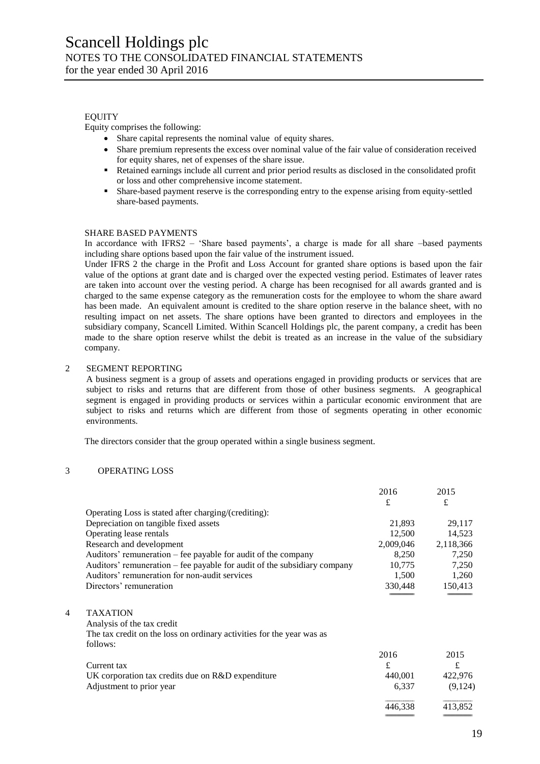EQUITY

Equity comprises the following:

- Share capital represents the nominal value of equity shares.
- Share premium represents the excess over nominal value of the fair value of consideration received for equity shares, net of expenses of the share issue.
- Retained earnings include all current and prior period results as disclosed in the consolidated profit or loss and other comprehensive income statement.
- Share-based payment reserve is the corresponding entry to the expense arising from equity-settled share-based payments.

SHARE BASED PAYMENTS

In accordance with IFRS2 – 'Share based payments', a charge is made for all share –based payments including share options based upon the fair value of the instrument issued.

Under IFRS 2 the charge in the Profit and Loss Account for granted share options is based upon the fair value of the options at grant date and is charged over the expected vesting period. Estimates of leaver rates are taken into account over the vesting period. A charge has been recognised for all awards granted and is charged to the same expense category as the remuneration costs for the employee to whom the share award has been made. An equivalent amount is credited to the share option reserve in the balance sheet, with no resulting impact on net assets. The share options have been granted to directors and employees in the subsidiary company, Scancell Limited. Within Scancell Holdings plc, the parent company, a credit has been made to the share option reserve whilst the debit is treated as an increase in the value of the subsidiary company.

## 2 SEGMENT REPORTING

A business segment is a group of assets and operations engaged in providing products or services that are subject to risks and returns that are different from those of other business segments. A geographical segment is engaged in providing products or services within a particular economic environment that are subject to risks and returns which are different from those of segments operating in other economic environments.

The directors consider that the group operated within a single business segment.

## 3 OPERATING LOSS

| | 2016 | 2015 |
|---|---|---|
| | £ | £ |
| Operating Loss is stated after charging/(crediting): | | |
| Depreciation on tangible fixed assets | 21,893 | 29,117 |
| Operating lease rentals | 12,500 | 14,523 |
| Research and development | 2,009,046 | 2,118,366 |
| Auditors' remuneration – fee payable for audit of the company | 8,250 | 7,250 |
| Auditors' remuneration – fee payable for audit of the subsidiary company | 10,775 | 7,250 |
| Auditors' remuneration for non-audit services | 1,500 | 1,260 |
| Directors' remuneration | 330,448 | 150,413 |

## 4 TAXATION

Analysis of the tax credit

The tax credit on the loss on ordinary activities for the year was as follows:

| | 2016 | 2015 |
|---|---|---|
| Current tax | £ | £ |
| UK corporation tax credits due on R&D expenditure | 440,001 | 422,976 |
| Adjustment to prior year | 6,337 | (9,124) |
| | 446,338 | 413,852 |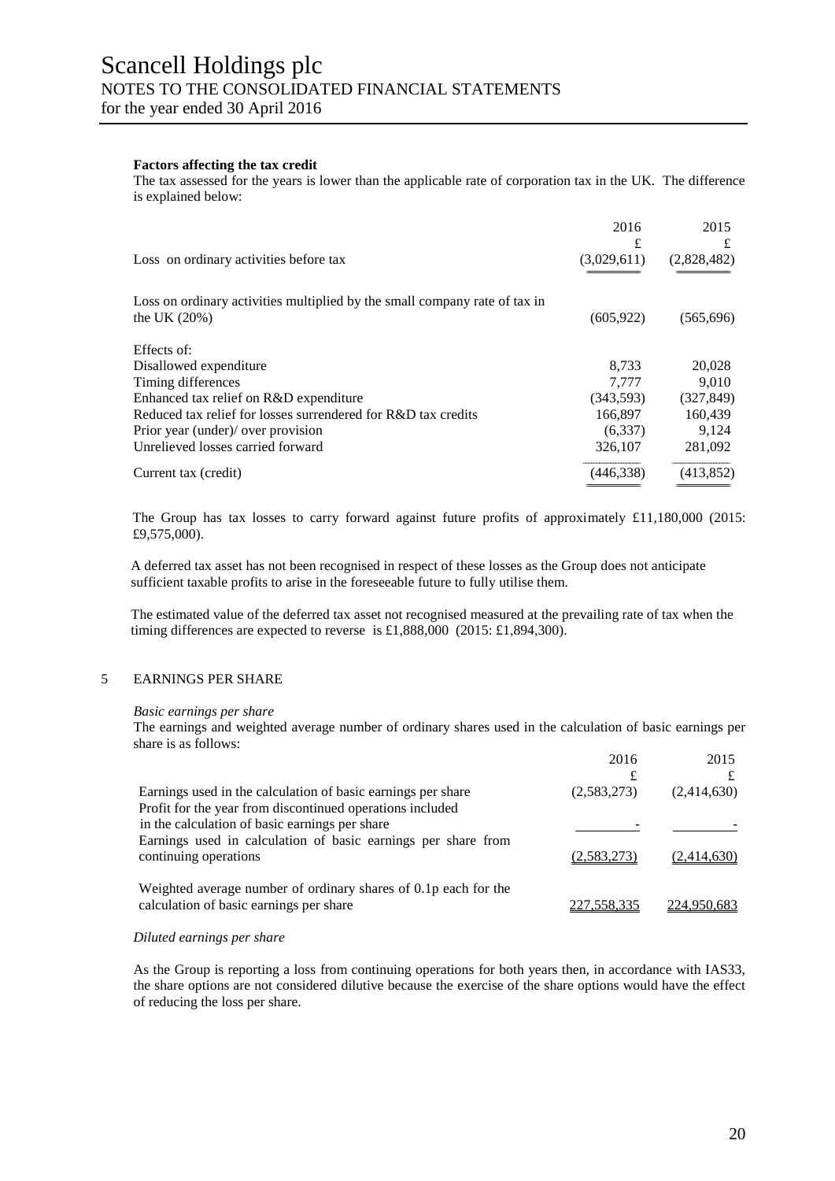**Factors affecting the tax credit**

The tax assessed for the years is lower than the applicable rate of corporation tax in the UK. The difference is explained below:

| | 2016 | 2015 |
|---|---|---|
| | £ | £ |
| Loss on ordinary activities before tax | (3,029,611) | (2,828,482) |
| Loss on ordinary activities multiplied by the small company rate of tax in the UK (20%) | (605,922) | (565,696) |
| Effects of: | | |
| Disallowed expenditure | 8,733 | 20,028 |
| Timing differences | 7,777 | 9,010 |
| Enhanced tax relief on R&D expenditure | (343,593) | (327,849) |
| Reduced tax relief for losses surrendered for R&D tax credits | 166,897 | 160,439 |
| Prior year (under)/ over provision | (6,337) | 9,124 |
| Unrelieved losses carried forward | 326,107 | 281,092 |
| Current tax (credit) | (446,338) | (413,852) |

The Group has tax losses to carry forward against future profits of approximately £11,180,000 (2015: £9,575,000).

A deferred tax asset has not been recognised in respect of these losses as the Group does not anticipate sufficient taxable profits to arise in the foreseeable future to fully utilise them.

The estimated value of the deferred tax asset not recognised measured at the prevailing rate of tax when the timing differences are expected to reverse is £1,888,000 (2015: £1,894,300).

## 5 EARNINGS PER SHARE

*Basic earnings per share*

The earnings and weighted average number of ordinary shares used in the calculation of basic earnings per share is as follows:

| | 2016 | 2015 |
|---|---|---|
| | £ | £ |
| Earnings used in the calculation of basic earnings per share | (2,583,273) | (2,414,630) |
| Profit for the year from discontinued operations included in the calculation of basic earnings per share | - | - |
| Earnings used in calculation of basic earnings per share from continuing operations | (2,583,273) | (2,414,630) |
| Weighted average number of ordinary shares of 0.1p each for the calculation of basic earnings per share | 227,558,335 | 224,950,683 |

*Diluted earnings per share*

As the Group is reporting a loss from continuing operations for both years then, in accordance with IAS33, the share options are not considered dilutive because the exercise of the share options would have the effect of reducing the loss per share.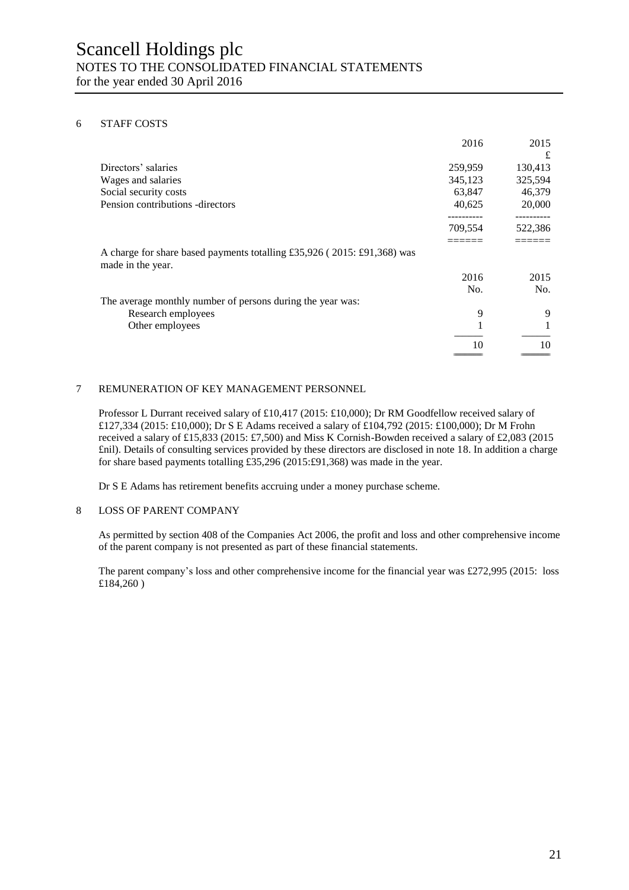# Scancell Holdings plc

## NOTES TO THE CONSOLIDATED FINANCIAL STATEMENTS

for the year ended 30 April 2016

### 6 STAFF COSTS

| | 2016 | 2015 £ |
|---|---|---|
| Directors' salaries | 259,959 | 130,413 |
| Wages and salaries | 345,123 | 325,594 |
| Social security costs | 63,847 | 46,379 |
| Pension contributions -directors | 40,625 | 20,000 |
| | 709,554 | 522,386 |

A charge for share based payments totalling £35,926 ( 2015: £91,368) was made in the year.

| | 2016 No. | 2015 No. |
|---|---|---|
| The average monthly number of persons during the year was: | | |
| Research employees | 9 | 9 |
| Other employees | 1 | 1 |
| | 10 | 10 |

### 7 REMUNERATION OF KEY MANAGEMENT PERSONNEL

Professor L Durrant received salary of £10,417 (2015: £10,000); Dr RM Goodfellow received salary of £127,334 (2015: £10,000); Dr S E Adams received a salary of £104,792 (2015: £100,000); Dr M Frohn received a salary of £15,833 (2015: £7,500) and Miss K Cornish-Bowden received a salary of £2,083 (2015 £nil). Details of consulting services provided by these directors are disclosed in note 18. In addition a charge for share based payments totalling £35,296 (2015:£91,368) was made in the year.

Dr S E Adams has retirement benefits accruing under a money purchase scheme.

### 8 LOSS OF PARENT COMPANY

As permitted by section 408 of the Companies Act 2006, the profit and loss and other comprehensive income of the parent company is not presented as part of these financial statements.

The parent company's loss and other comprehensive income for the financial year was £272,995 (2015: loss £184,260 )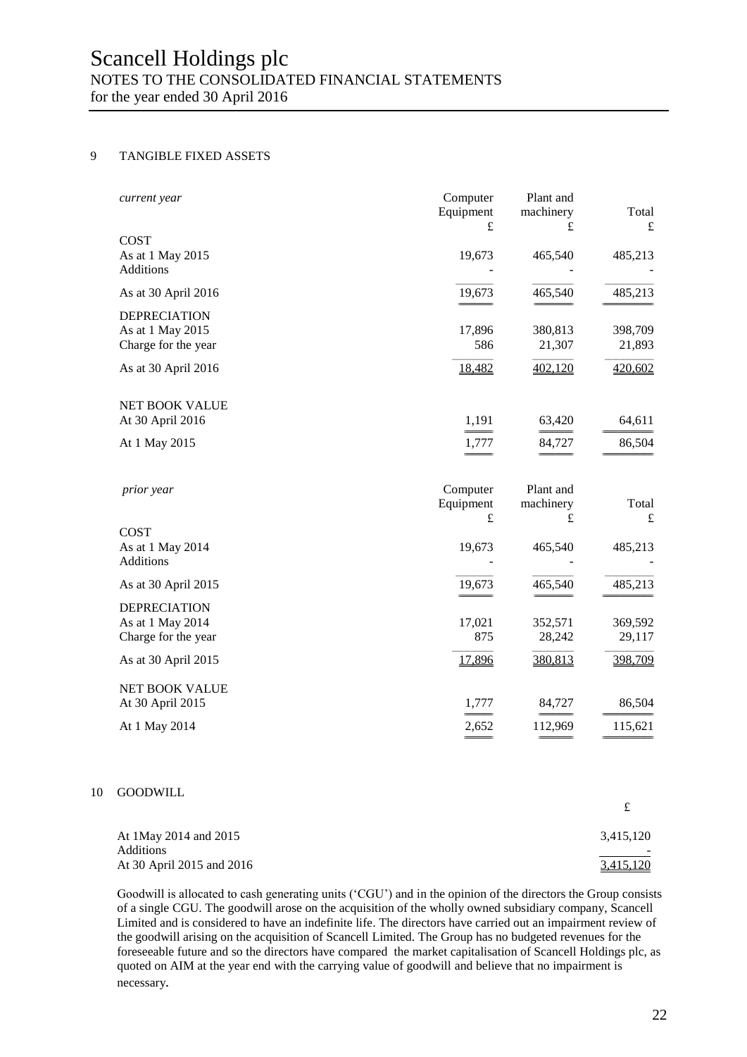## 9 TANGIBLE FIXED ASSETS

| *current year* | Computer Equipment £ | Plant and machinery £ | Total £ |
|---|---|---|---|
| **COST** | | | |
| As at 1 May 2015 | 19,673 | 465,540 | 485,213 |
| Additions | - | - | - |
| As at 30 April 2016 | 19,673 | 465,540 | 485,213 |
| **DEPRECIATION** | | | |
| As at 1 May 2015 | 17,896 | 380,813 | 398,709 |
| Charge for the year | 586 | 21,307 | 21,893 |
| As at 30 April 2016 | 18,482 | 402,120 | 420,602 |
| **NET BOOK VALUE** | | | |
| At 30 April 2016 | 1,191 | 63,420 | 64,611 |
| At 1 May 2015 | 1,777 | 84,727 | 86,504 |

| *prior year* | Computer Equipment £ | Plant and machinery £ | Total £ |
|---|---|---|---|
| **COST** | | | |
| As at 1 May 2014 | 19,673 | 465,540 | 485,213 |
| Additions | - | - | - |
| As at 30 April 2015 | 19,673 | 465,540 | 485,213 |
| **DEPRECIATION** | | | |
| As at 1 May 2014 | 17,021 | 352,571 | 369,592 |
| Charge for the year | 875 | 28,242 | 29,117 |
| As at 30 April 2015 | 17,896 | 380,813 | 398,709 |
| **NET BOOK VALUE** | | | |
| At 30 April 2015 | 1,777 | 84,727 | 86,504 |
| At 1 May 2014 | 2,652 | 112,969 | 115,621 |

## 10 GOODWILL

| | £ |
|---|---|
| At 1May 2014 and 2015 | 3,415,120 |
| Additions | - |
| At 30 April 2015 and 2016 | 3,415,120 |

Goodwill is allocated to cash generating units ('CGU') and in the opinion of the directors the Group consists of a single CGU. The goodwill arose on the acquisition of the wholly owned subsidiary company, Scancell Limited and is considered to have an indefinite life. The directors have carried out an impairment review of the goodwill arising on the acquisition of Scancell Limited. The Group has no budgeted revenues for the foreseeable future and so the directors have compared the market capitalisation of Scancell Holdings plc, as quoted on AIM at the year end with the carrying value of goodwill and believe that no impairment is necessary.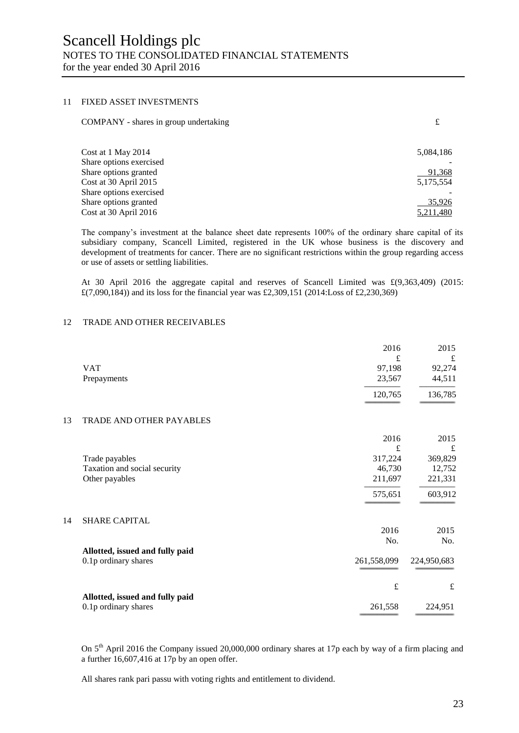# Scancell Holdings plc

## NOTES TO THE CONSOLIDATED FINANCIAL STATEMENTS

for the year ended 30 April 2016

### 11 FIXED ASSET INVESTMENTS

| COMPANY - shares in group undertaking | £ |
|---|---|
| Cost at 1 May 2014 | 5,084,186 |
| Share options exercised | - |
| Share options granted | 91,368 |
| Cost at 30 April 2015 | 5,175,554 |
| Share options exercised | - |
| Share options granted | 35,926 |
| Cost at 30 April 2016 | 5,211,480 |

The company's investment at the balance sheet date represents 100% of the ordinary share capital of its subsidiary company, Scancell Limited, registered in the UK whose business is the discovery and development of treatments for cancer. There are no significant restrictions within the group regarding access or use of assets or settling liabilities.

At 30 April 2016 the aggregate capital and reserves of Scancell Limited was £(9,363,409) (2015: £(7,090,184)) and its loss for the financial year was £2,309,151 (2014:Loss of £2,230,369)

### 12 TRADE AND OTHER RECEIVABLES

| | 2016 | 2015 |
|---|---|---|
| | £ | £ |
| VAT | 97,198 | 92,274 |
| Prepayments | 23,567 | 44,511 |
| | 120,765 | 136,785 |

### 13 TRADE AND OTHER PAYABLES

| | 2016 | 2015 |
|---|---|---|
| | £ | £ |
| Trade payables | 317,224 | 369,829 |
| Taxation and social security | 46,730 | 12,752 |
| Other payables | 211,697 | 221,331 |
| | 575,651 | 603,912 |

### 14 SHARE CAPITAL

| | 2016 | 2015 |
|---|---|---|
| | No. | No. |
| **Allotted, issued and fully paid** | | |
| 0.1p ordinary shares | 261,558,099 | 224,950,683 |
| | £ | £ |
| **Allotted, issued and fully paid** | | |
| 0.1p ordinary shares | 261,558 | 224,951 |

On 5th April 2016 the Company issued 20,000,000 ordinary shares at 17p each by way of a firm placing and a further 16,607,416 at 17p by an open offer.

All shares rank pari passu with voting rights and entitlement to dividend.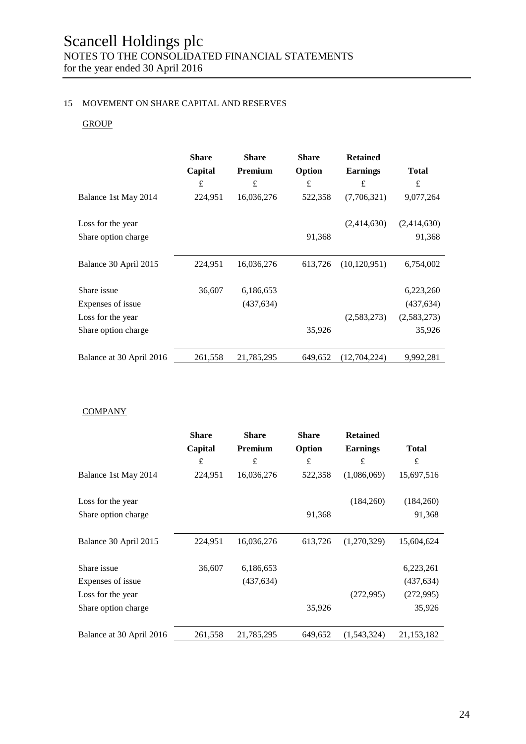## 15 MOVEMENT ON SHARE CAPITAL AND RESERVES

GROUP

| | Share Capital | Share Premium | Share Option | Retained Earnings | Total |
|---|---|---|---|---|---|
| | £ | £ | £ | £ | £ |
| Balance 1st May 2014 | 224,951 | 16,036,276 | 522,358 | (7,706,321) | 9,077,264 |
| Loss for the year | | | | (2,414,630) | (2,414,630) |
| Share option charge | | | 91,368 | | 91,368 |
| Balance 30 April 2015 | 224,951 | 16,036,276 | 613,726 | (10,120,951) | 6,754,002 |
| Share issue | 36,607 | 6,186,653 | | | 6,223,260 |
| Expenses of issue | | (437,634) | | | (437,634) |
| Loss for the year | | | | (2,583,273) | (2,583,273) |
| Share option charge | | | 35,926 | | 35,926 |
| Balance at 30 April 2016 | 261,558 | 21,785,295 | 649,652 | (12,704,224) | 9,992,281 |

COMPANY

| | Share Capital | Share Premium | Share Option | Retained Earnings | Total |
|---|---|---|---|---|---|
| | £ | £ | £ | £ | £ |
| Balance 1st May 2014 | 224,951 | 16,036,276 | 522,358 | (1,086,069) | 15,697,516 |
| Loss for the year | | | | (184,260) | (184,260) |
| Share option charge | | | 91,368 | | 91,368 |
| Balance 30 April 2015 | 224,951 | 16,036,276 | 613,726 | (1,270,329) | 15,604,624 |
| Share issue | 36,607 | 6,186,653 | | | 6,223,261 |
| Expenses of issue | | (437,634) | | | (437,634) |
| Loss for the year | | | | (272,995) | (272,995) |
| Share option charge | | | 35,926 | | 35,926 |
| Balance at 30 April 2016 | 261,558 | 21,785,295 | 649,652 | (1,543,324) | 21,153,182 |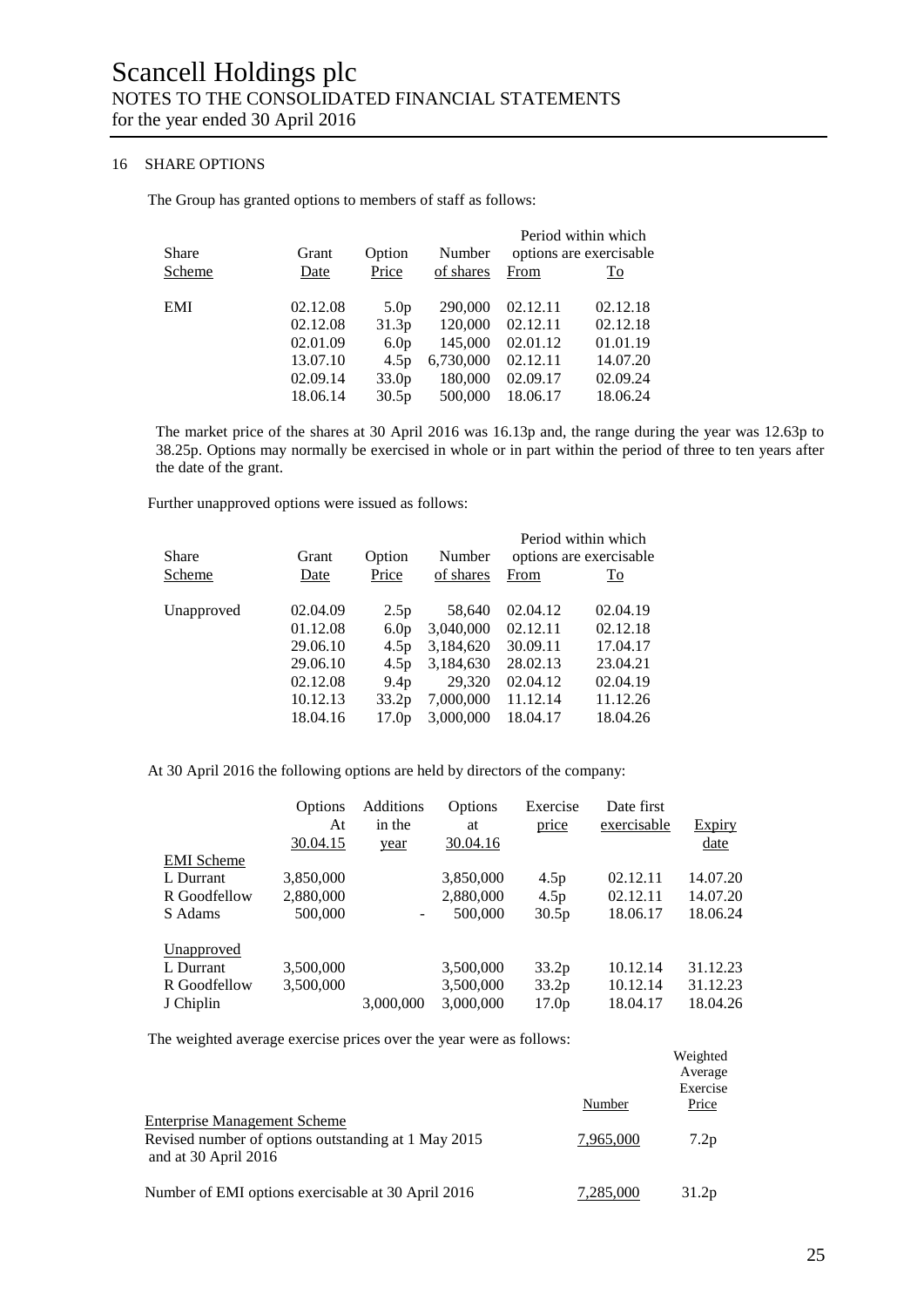# Scancell Holdings plc

NOTES TO THE CONSOLIDATED FINANCIAL STATEMENTS
for the year ended 30 April 2016

## 16 SHARE OPTIONS

The Group has granted options to members of staff as follows:

| Share Scheme | Grant Date | Option Price | Number of shares | Period within which options are exercisable From | To |
|---|---|---|---|---|---|
| EMI | 02.12.08 | 5.0p | 290,000 | 02.12.11 | 02.12.18 |
| | 02.12.08 | 31.3p | 120,000 | 02.12.11 | 02.12.18 |
| | 02.01.09 | 6.0p | 145,000 | 02.01.12 | 01.01.19 |
| | 13.07.10 | 4.5p | 6,730,000 | 02.12.11 | 14.07.20 |
| | 02.09.14 | 33.0p | 180,000 | 02.09.17 | 02.09.24 |
| | 18.06.14 | 30.5p | 500,000 | 18.06.17 | 18.06.24 |

The market price of the shares at 30 April 2016 was 16.13p and, the range during the year was 12.63p to 38.25p. Options may normally be exercised in whole or in part within the period of three to ten years after the date of the grant.

Further unapproved options were issued as follows:

| Share Scheme | Grant Date | Option Price | Number of shares | Period within which options are exercisable From | To |
|---|---|---|---|---|---|
| Unapproved | 02.04.09 | 2.5p | 58,640 | 02.04.12 | 02.04.19 |
| | 01.12.08 | 6.0p | 3,040,000 | 02.12.11 | 02.12.18 |
| | 29.06.10 | 4.5p | 3,184,620 | 30.09.11 | 17.04.17 |
| | 29.06.10 | 4.5p | 3,184,630 | 28.02.13 | 23.04.21 |
| | 02.12.08 | 9.4p | 29,320 | 02.04.12 | 02.04.19 |
| | 10.12.13 | 33.2p | 7,000,000 | 11.12.14 | 11.12.26 |
| | 18.04.16 | 17.0p | 3,000,000 | 18.04.17 | 18.04.26 |

At 30 April 2016 the following options are held by directors of the company:

| | Options At 30.04.15 | Additions in the year | Options at 30.04.16 | Exercise price | Date first exercisable | Expiry date |
|---|---|---|---|---|---|---|
| EMI Scheme | | | | | | |
| L Durrant | 3,850,000 | | 3,850,000 | 4.5p | 02.12.11 | 14.07.20 |
| R Goodfellow | 2,880,000 | | 2,880,000 | 4.5p | 02.12.11 | 14.07.20 |
| S Adams | 500,000 | - | 500,000 | 30.5p | 18.06.17 | 18.06.24 |
| Unapproved | | | | | | |
| L Durrant | 3,500,000 | | 3,500,000 | 33.2p | 10.12.14 | 31.12.23 |
| R Goodfellow | 3,500,000 | | 3,500,000 | 33.2p | 10.12.14 | 31.12.23 |
| J Chiplin | | 3,000,000 | 3,000,000 | 17.0p | 18.04.17 | 18.04.26 |

The weighted average exercise prices over the year were as follows:

| | Number | Weighted Average Exercise Price |
|---|---|---|
| Enterprise Management Scheme | | |
| Revised number of options outstanding at 1 May 2015 and at 30 April 2016 | 7,965,000 | 7.2p |
| Number of EMI options exercisable at 30 April 2016 | 7,285,000 | 31.2p |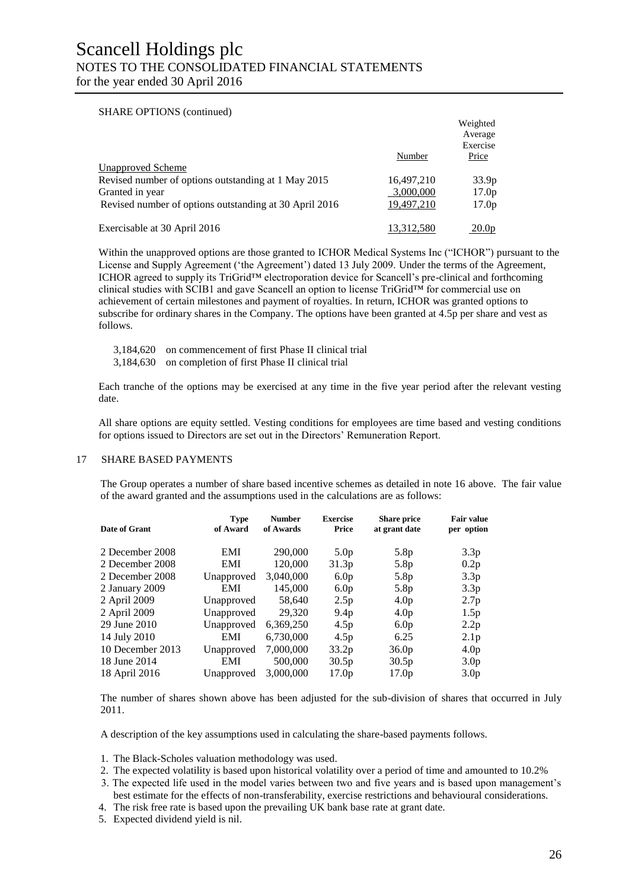SHARE OPTIONS (continued)

| | Number | Weighted Average Exercise Price |
|---|---|---|
| Unapproved Scheme | | |
| Revised number of options outstanding at 1 May 2015 | 16,497,210 | 33.9p |
| Granted in year | 3,000,000 | 17.0p |
| Revised number of options outstanding at 30 April 2016 | 19,497,210 | 17.0p |
| Exercisable at 30 April 2016 | 13,312,580 | 20.0p |

Within the unapproved options are those granted to ICHOR Medical Systems Inc ("ICHOR") pursuant to the License and Supply Agreement ('the Agreement') dated 13 July 2009. Under the terms of the Agreement, ICHOR agreed to supply its TriGrid™ electroporation device for Scancell's pre-clinical and forthcoming clinical studies with SCIB1 and gave Scancell an option to license TriGrid™ for commercial use on achievement of certain milestones and payment of royalties. In return, ICHOR was granted options to subscribe for ordinary shares in the Company. The options have been granted at 4.5p per share and vest as follows.

3,184,620 on commencement of first Phase II clinical trial
3,184,630 on completion of first Phase II clinical trial

Each tranche of the options may be exercised at any time in the five year period after the relevant vesting date.

All share options are equity settled. Vesting conditions for employees are time based and vesting conditions for options issued to Directors are set out in the Directors' Remuneration Report.

## 17 SHARE BASED PAYMENTS

The Group operates a number of share based incentive schemes as detailed in note 16 above. The fair value of the award granted and the assumptions used in the calculations are as follows:

| Date of Grant | Type of Award | Number of Awards | Exercise Price | Share price at grant date | Fair value per option |
|---|---|---|---|---|---|
| 2 December 2008 | EMI | 290,000 | 5.0p | 5.8p | 3.3p |
| 2 December 2008 | EMI | 120,000 | 31.3p | 5.8p | 0.2p |
| 2 December 2008 | Unapproved | 3,040,000 | 6.0p | 5.8p | 3.3p |
| 2 January 2009 | EMI | 145,000 | 6.0p | 5.8p | 3.3p |
| 2 April 2009 | Unapproved | 58,640 | 2.5p | 4.0p | 2.7p |
| 2 April 2009 | Unapproved | 29,320 | 9.4p | 4.0p | 1.5p |
| 29 June 2010 | Unapproved | 6,369,250 | 4.5p | 6.0p | 2.2p |
| 14 July 2010 | EMI | 6,730,000 | 4.5p | 6.25 | 2.1p |
| 10 December 2013 | Unapproved | 7,000,000 | 33.2p | 36.0p | 4.0p |
| 18 June 2014 | EMI | 500,000 | 30.5p | 30.5p | 3.0p |
| 18 April 2016 | Unapproved | 3,000,000 | 17.0p | 17.0p | 3.0p |

The number of shares shown above has been adjusted for the sub-division of shares that occurred in July 2011.

A description of the key assumptions used in calculating the share-based payments follows.

1. The Black-Scholes valuation methodology was used.
2. The expected volatility is based upon historical volatility over a period of time and amounted to 10.2%
3. The expected life used in the model varies between two and five years and is based upon management's best estimate for the effects of non-transferability, exercise restrictions and behavioural considerations.
4. The risk free rate is based upon the prevailing UK bank base rate at grant date.
5. Expected dividend yield is nil.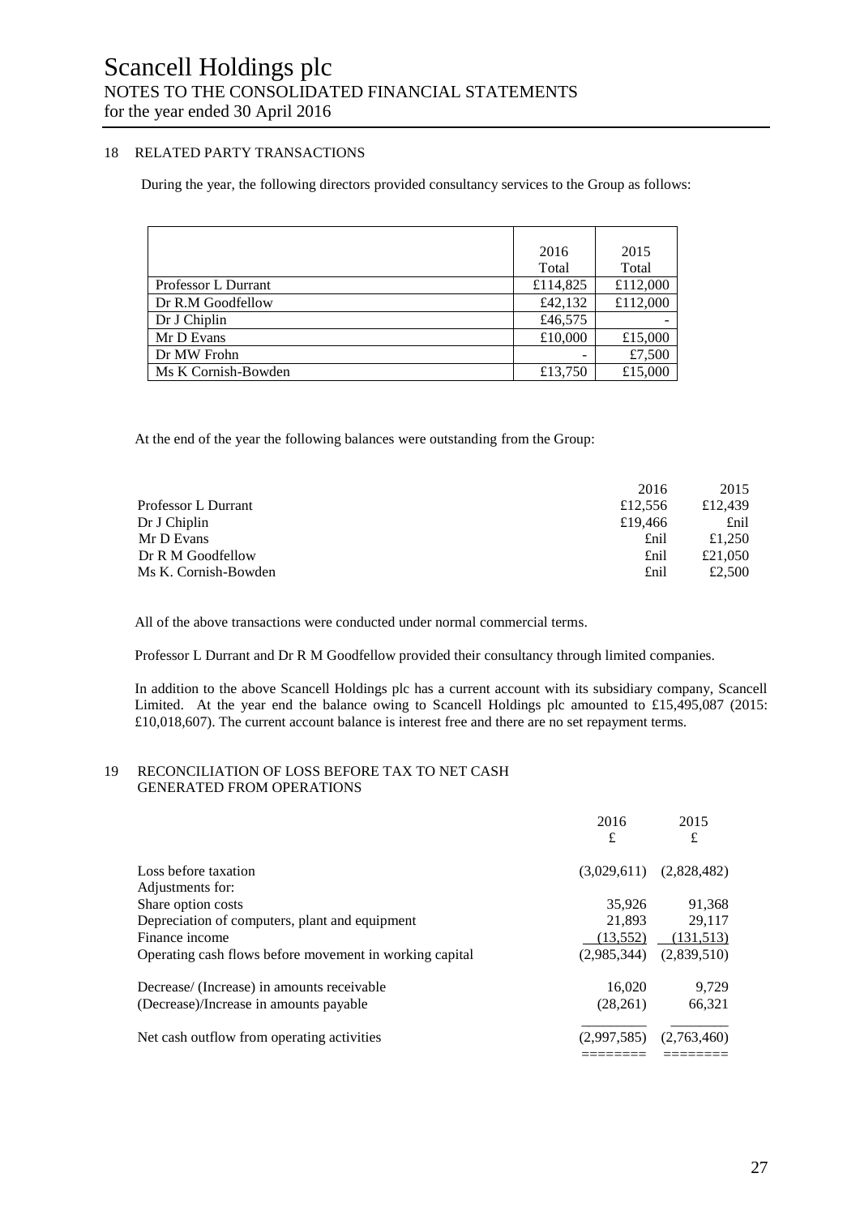# Scancell Holdings plc
## NOTES TO THE CONSOLIDATED FINANCIAL STATEMENTS
### for the year ended 30 April 2016

### 18 RELATED PARTY TRANSACTIONS

During the year, the following directors provided consultancy services to the Group as follows:

| | 2016 Total | 2015 Total |
|---|---|---|
| Professor L Durrant | £114,825 | £112,000 |
| Dr R.M Goodfellow | £42,132 | £112,000 |
| Dr J Chiplin | £46,575 | - |
| Mr D Evans | £10,000 | £15,000 |
| Dr MW Frohn | - | £7,500 |
| Ms K Cornish-Bowden | £13,750 | £15,000 |

At the end of the year the following balances were outstanding from the Group:

| | 2016 | 2015 |
|---|---|---|
| Professor L Durrant | £12,556 | £12,439 |
| Dr J Chiplin | £19,466 | £nil |
| Mr D Evans | £nil | £1,250 |
| Dr R M Goodfellow | £nil | £21,050 |
| Ms K. Cornish-Bowden | £nil | £2,500 |

All of the above transactions were conducted under normal commercial terms.

Professor L Durrant and Dr R M Goodfellow provided their consultancy through limited companies.

In addition to the above Scancell Holdings plc has a current account with its subsidiary company, Scancell Limited. At the year end the balance owing to Scancell Holdings plc amounted to £15,495,087 (2015: £10,018,607). The current account balance is interest free and there are no set repayment terms.

### 19 RECONCILIATION OF LOSS BEFORE TAX TO NET CASH GENERATED FROM OPERATIONS

| | 2016 £ | 2015 £ |
|---|---|---|
| Loss before taxation | (3,029,611) | (2,828,482) |
| Adjustments for: | | |
| Share option costs | 35,926 | 91,368 |
| Depreciation of computers, plant and equipment | 21,893 | 29,117 |
| Finance income | (13,552) | (131,513) |
| Operating cash flows before movement in working capital | (2,985,344) | (2,839,510) |
| Decrease/ (Increase) in amounts receivable | 16,020 | 9,729 |
| (Decrease)/Increase in amounts payable | (28,261) | 66,321 |
| Net cash outflow from operating activities | (2,997,585) | (2,763,460) |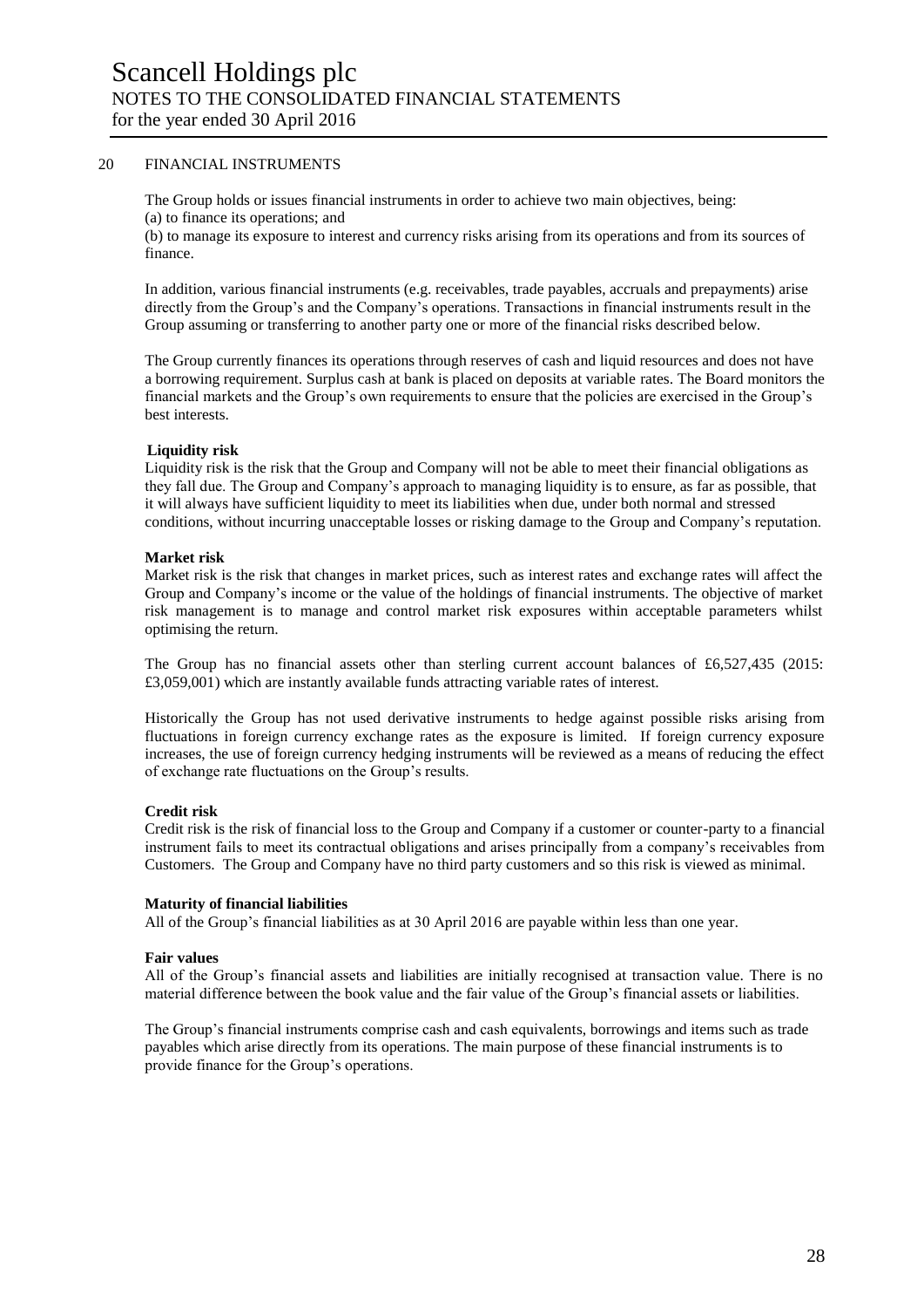## 20 FINANCIAL INSTRUMENTS

The Group holds or issues financial instruments in order to achieve two main objectives, being:
(a) to finance its operations; and
(b) to manage its exposure to interest and currency risks arising from its operations and from its sources of finance.

In addition, various financial instruments (e.g. receivables, trade payables, accruals and prepayments) arise directly from the Group's and the Company's operations. Transactions in financial instruments result in the Group assuming or transferring to another party one or more of the financial risks described below.

The Group currently finances its operations through reserves of cash and liquid resources and does not have a borrowing requirement. Surplus cash at bank is placed on deposits at variable rates. The Board monitors the financial markets and the Group's own requirements to ensure that the policies are exercised in the Group's best interests.

**Liquidity risk**
Liquidity risk is the risk that the Group and Company will not be able to meet their financial obligations as they fall due. The Group and Company's approach to managing liquidity is to ensure, as far as possible, that it will always have sufficient liquidity to meet its liabilities when due, under both normal and stressed conditions, without incurring unacceptable losses or risking damage to the Group and Company's reputation.

**Market risk**
Market risk is the risk that changes in market prices, such as interest rates and exchange rates will affect the Group and Company's income or the value of the holdings of financial instruments. The objective of market risk management is to manage and control market risk exposures within acceptable parameters whilst optimising the return.

The Group has no financial assets other than sterling current account balances of £6,527,435 (2015: £3,059,001) which are instantly available funds attracting variable rates of interest.

Historically the Group has not used derivative instruments to hedge against possible risks arising from fluctuations in foreign currency exchange rates as the exposure is limited. If foreign currency exposure increases, the use of foreign currency hedging instruments will be reviewed as a means of reducing the effect of exchange rate fluctuations on the Group's results.

**Credit risk**
Credit risk is the risk of financial loss to the Group and Company if a customer or counter-party to a financial instrument fails to meet its contractual obligations and arises principally from a company's receivables from Customers. The Group and Company have no third party customers and so this risk is viewed as minimal.

**Maturity of financial liabilities**
All of the Group's financial liabilities as at 30 April 2016 are payable within less than one year.

**Fair values**
All of the Group's financial assets and liabilities are initially recognised at transaction value. There is no material difference between the book value and the fair value of the Group's financial assets or liabilities.

The Group's financial instruments comprise cash and cash equivalents, borrowings and items such as trade payables which arise directly from its operations. The main purpose of these financial instruments is to provide finance for the Group's operations.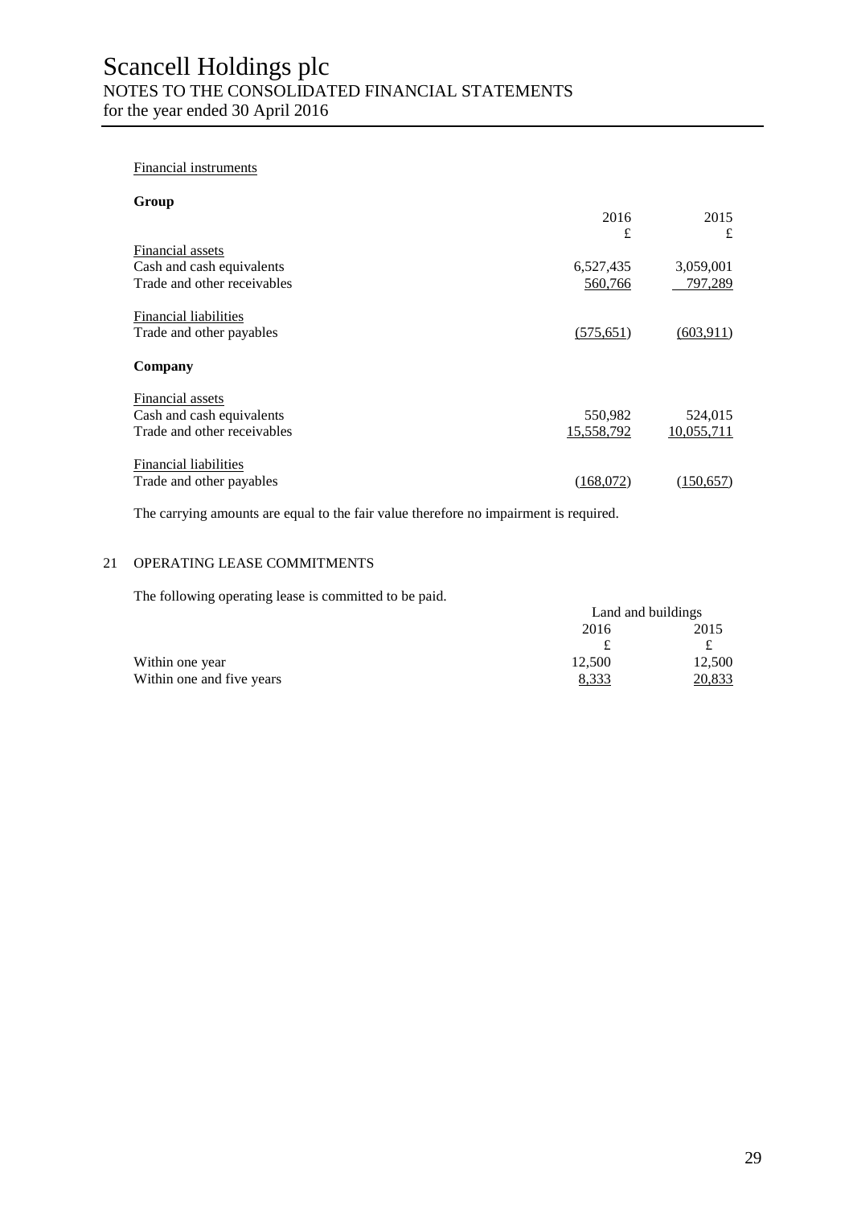Financial instruments

**Group**

| | 2016 | 2015 |
|---|---|---|
| | £ | £ |
| Financial assets | | |
| Cash and cash equivalents | 6,527,435 | 3,059,001 |
| Trade and other receivables | 560,766 | 797,289 |
| Financial liabilities | | |
| Trade and other payables | (575,651) | (603,911) |

**Company**

| | 2016 | 2015 |
|---|---|---|
| | £ | £ |
| Financial assets | | |
| Cash and cash equivalents | 550,982 | 524,015 |
| Trade and other receivables | 15,558,792 | 10,055,711 |
| Financial liabilities | | |
| Trade and other payables | (168,072) | (150,657) |

The carrying amounts are equal to the fair value therefore no impairment is required.

## 21 OPERATING LEASE COMMITMENTS

The following operating lease is committed to be paid.

| | Land and buildings | |
|---|---|---|
| | 2016 | 2015 |
| | £ | £ |
| Within one year | 12,500 | 12,500 |
| Within one and five years | 8,333 | 20,833 |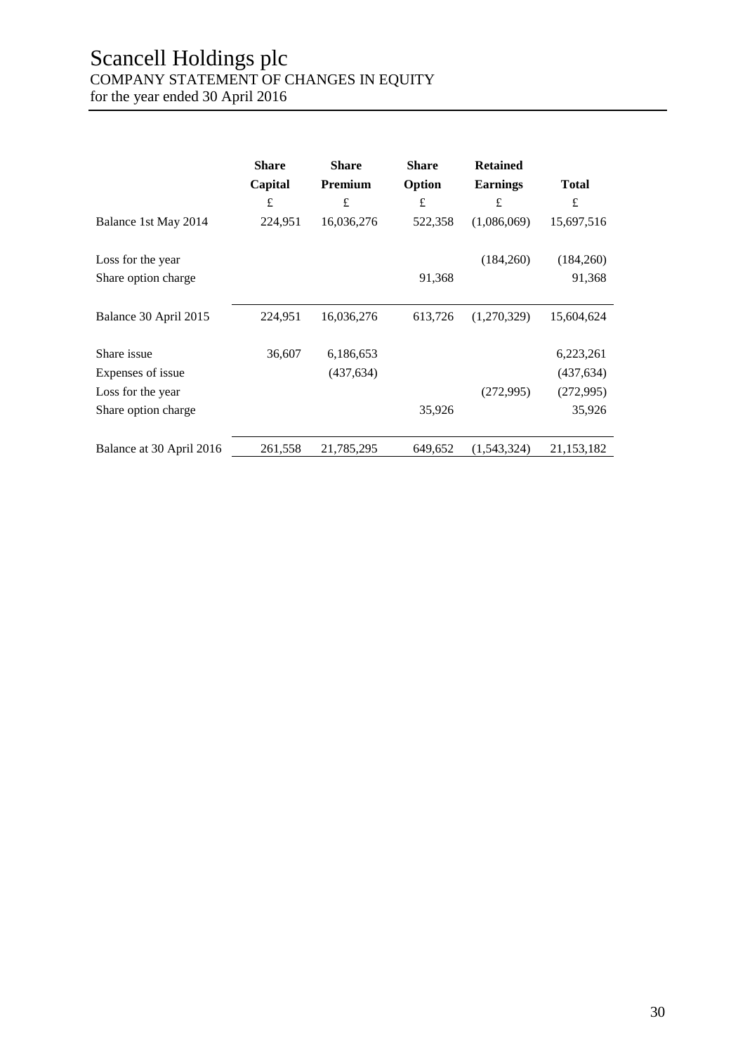# Scancell Holdings plc

COMPANY STATEMENT OF CHANGES IN EQUITY

for the year ended 30 April 2016

| | Share Capital | Share Premium | Share Option | Retained Earnings | Total |
|---|---|---|---|---|---|
| | £ | £ | £ | £ | £ |
| Balance 1st May 2014 | 224,951 | 16,036,276 | 522,358 | (1,086,069) | 15,697,516 |
| Loss for the year | | | | (184,260) | (184,260) |
| Share option charge | | | 91,368 | | 91,368 |
| Balance 30 April 2015 | 224,951 | 16,036,276 | 613,726 | (1,270,329) | 15,604,624 |
| Share issue | 36,607 | 6,186,653 | | | 6,223,261 |
| Expenses of issue | | (437,634) | | | (437,634) |
| Loss for the year | | | | (272,995) | (272,995) |
| Share option charge | | | 35,926 | | 35,926 |
| Balance at 30 April 2016 | 261,558 | 21,785,295 | 649,652 | (1,543,324) | 21,153,182 |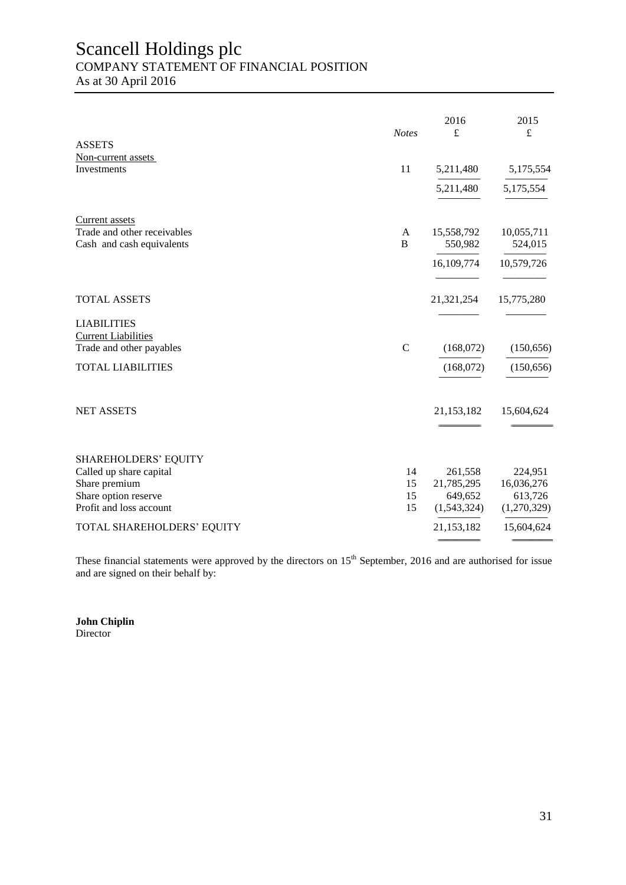# Scancell Holdings plc

## COMPANY STATEMENT OF FINANCIAL POSITION

As at 30 April 2016

| | *Notes* | 2016 £ | 2015 £ |
|---|---|---|---|
| ASSETS | | | |
| Non-current assets | | | |
| Investments | 11 | 5,211,480 | 5,175,554 |
| | | 5,211,480 | 5,175,554 |
| Current assets | | | |
| Trade and other receivables | A | 15,558,792 | 10,055,711 |
| Cash and cash equivalents | B | 550,982 | 524,015 |
| | | 16,109,774 | 10,579,726 |
| TOTAL ASSETS | | 21,321,254 | 15,775,280 |
| LIABILITIES | | | |
| Current Liabilities | | | |
| Trade and other payables | C | (168,072) | (150,656) |
| TOTAL LIABILITIES | | (168,072) | (150,656) |
| NET ASSETS | | 21,153,182 | 15,604,624 |
| SHAREHOLDERS' EQUITY | | | |
| Called up share capital | 14 | 261,558 | 224,951 |
| Share premium | 15 | 21,785,295 | 16,036,276 |
| Share option reserve | 15 | 649,652 | 613,726 |
| Profit and loss account | 15 | (1,543,324) | (1,270,329) |
| TOTAL SHAREHOLDERS' EQUITY | | 21,153,182 | 15,604,624 |

These financial statements were approved by the directors on 15th September, 2016 and are authorised for issue and are signed on their behalf by:

**John Chiplin**
Director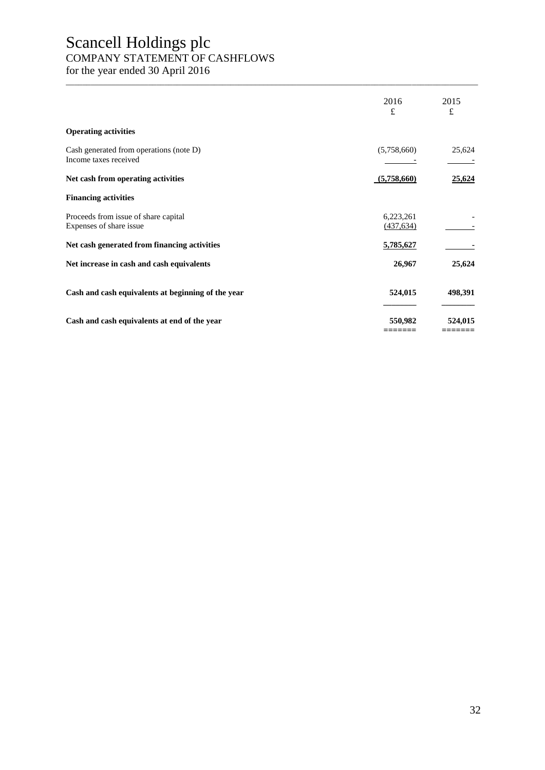# Scancell Holdings plc

## COMPANY STATEMENT OF CASHFLOWS

for the year ended 30 April 2016

| | 2016<br>£ | 2015<br>£ |
|---|---|---|
| **Operating activities** | | |
| Cash generated from operations (note D) | (5,758,660) | 25,624 |
| Income taxes received | - | - |
| **Net cash from operating activities** | **(5,758,660)** | **25,624** |
| **Financing activities** | | |
| Proceeds from issue of share capital | 6,223,261 | - |
| Expenses of share issue | (437,634) | - |
| **Net cash generated from financing activities** | **5,785,627** | **-** |
| **Net increase in cash and cash equivalents** | **26,967** | **25,624** |
| **Cash and cash equivalents at beginning of the year** | **524,015** | **498,391** |
| **Cash and cash equivalents at end of the year** | **550,982** | **524,015** |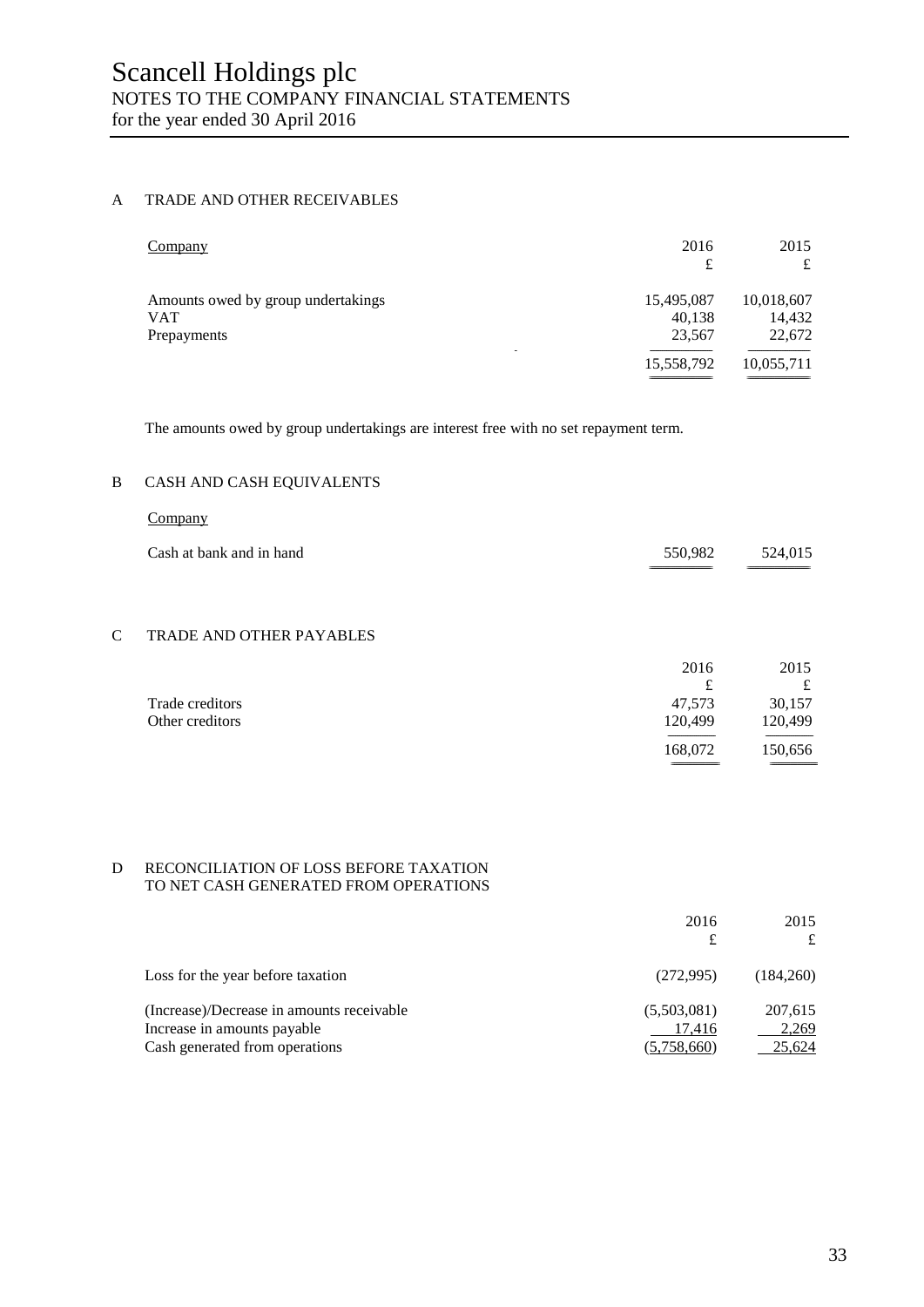# Scancell Holdings plc

## NOTES TO THE COMPANY FINANCIAL STATEMENTS
for the year ended 30 April 2016

### A TRADE AND OTHER RECEIVABLES

| Company | 2016 £ | 2015 £ |
|---|---|---|
| Amounts owed by group undertakings | 15,495,087 | 10,018,607 |
| VAT | 40,138 | 14,432 |
| Prepayments | 23,567 | 22,672 |
| | 15,558,792 | 10,055,711 |

The amounts owed by group undertakings are interest free with no set repayment term.

### B CASH AND CASH EQUIVALENTS

| Company | | |
|---|---|---|
| Cash at bank and in hand | 550,982 | 524,015 |

### C TRADE AND OTHER PAYABLES

| | 2016 £ | 2015 £ |
|---|---|---|
| Trade creditors | 47,573 | 30,157 |
| Other creditors | 120,499 | 120,499 |
| | 168,072 | 150,656 |

### D RECONCILIATION OF LOSS BEFORE TAXATION TO NET CASH GENERATED FROM OPERATIONS

| | 2016 £ | 2015 £ |
|---|---|---|
| Loss for the year before taxation | (272,995) | (184,260) |
| (Increase)/Decrease in amounts receivable | (5,503,081) | 207,615 |
| Increase in amounts payable | 17,416 | 2,269 |
| Cash generated from operations | (5,758,660) | 25,624 |